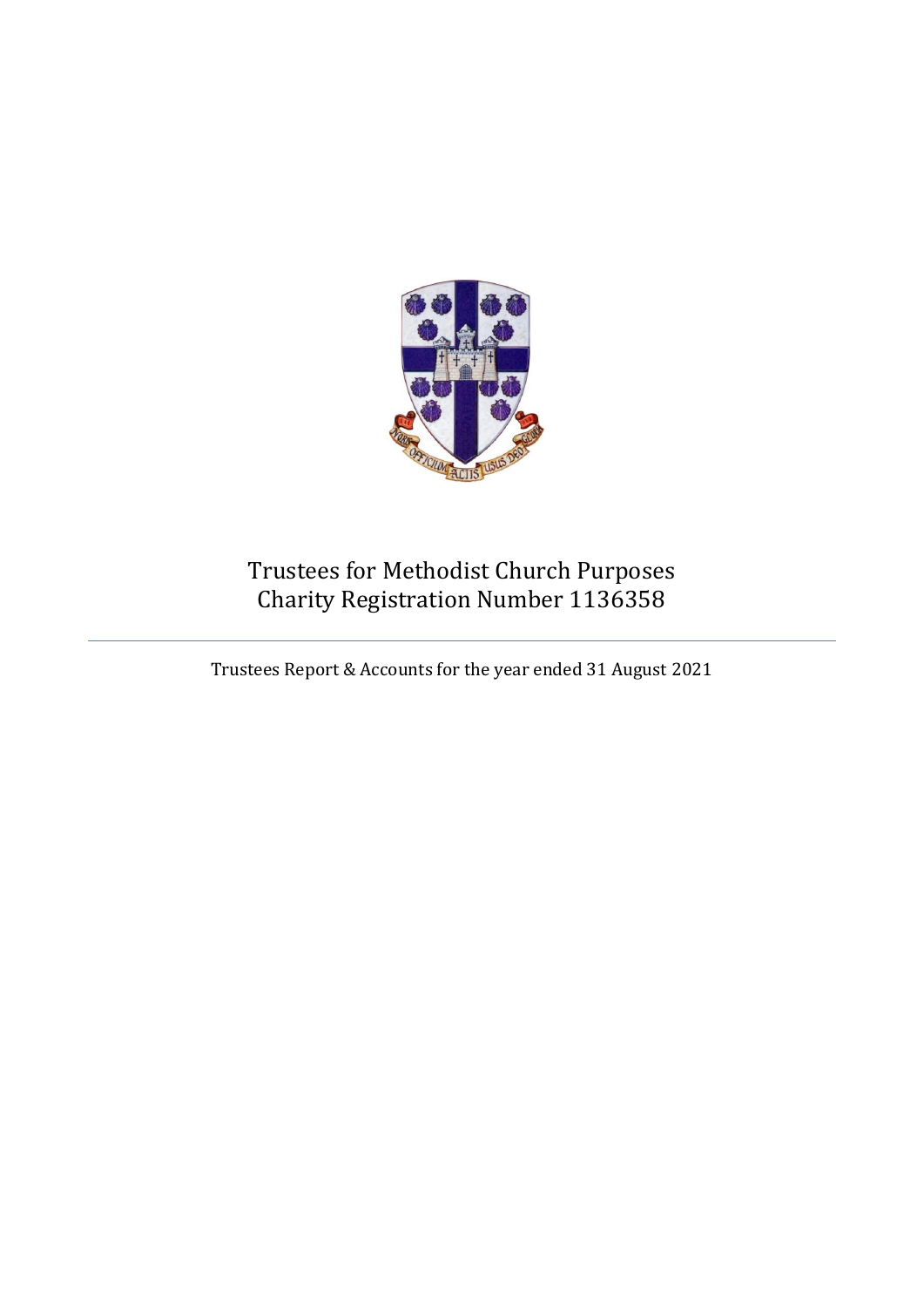# Trustees for Methodist Church Purposes
## Charity Registration Number 1136358

---

Trustees Report & Accounts for the year ended 31 August 2021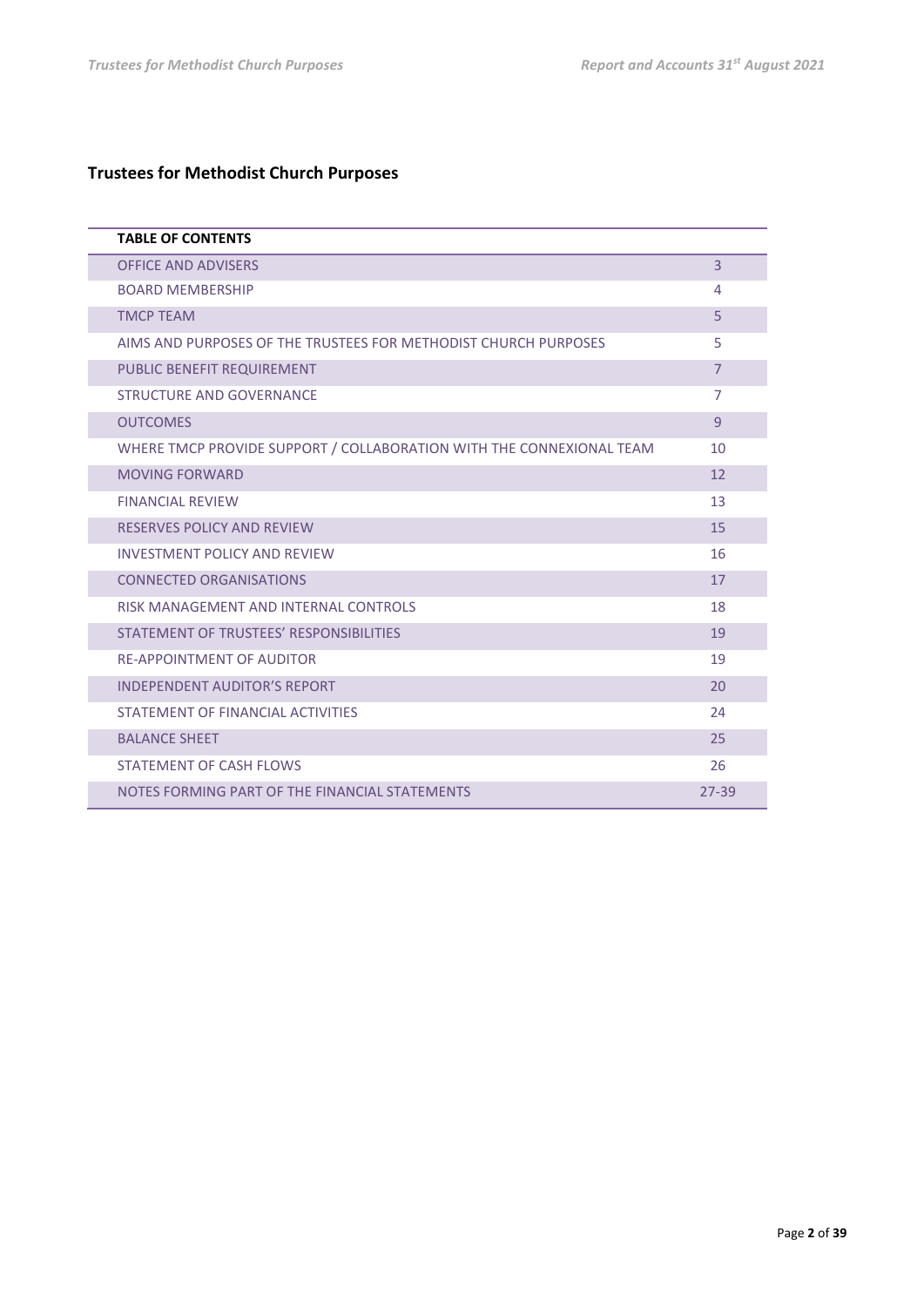## Trustees for Methodist Church Purposes

| TABLE OF CONTENTS | |
|---|---|
| OFFICE AND ADVISERS | 3 |
| BOARD MEMBERSHIP | 4 |
| TMCP TEAM | 5 |
| AIMS AND PURPOSES OF THE TRUSTEES FOR METHODIST CHURCH PURPOSES | 5 |
| PUBLIC BENEFIT REQUIREMENT | 7 |
| STRUCTURE AND GOVERNANCE | 7 |
| OUTCOMES | 9 |
| WHERE TMCP PROVIDE SUPPORT / COLLABORATION WITH THE CONNEXIONAL TEAM | 10 |
| MOVING FORWARD | 12 |
| FINANCIAL REVIEW | 13 |
| RESERVES POLICY AND REVIEW | 15 |
| INVESTMENT POLICY AND REVIEW | 16 |
| CONNECTED ORGANISATIONS | 17 |
| RISK MANAGEMENT AND INTERNAL CONTROLS | 18 |
| STATEMENT OF TRUSTEES' RESPONSIBILITIES | 19 |
| RE-APPOINTMENT OF AUDITOR | 19 |
| INDEPENDENT AUDITOR'S REPORT | 20 |
| STATEMENT OF FINANCIAL ACTIVITIES | 24 |
| BALANCE SHEET | 25 |
| STATEMENT OF CASH FLOWS | 26 |
| NOTES FORMING PART OF THE FINANCIAL STATEMENTS | 27-39 |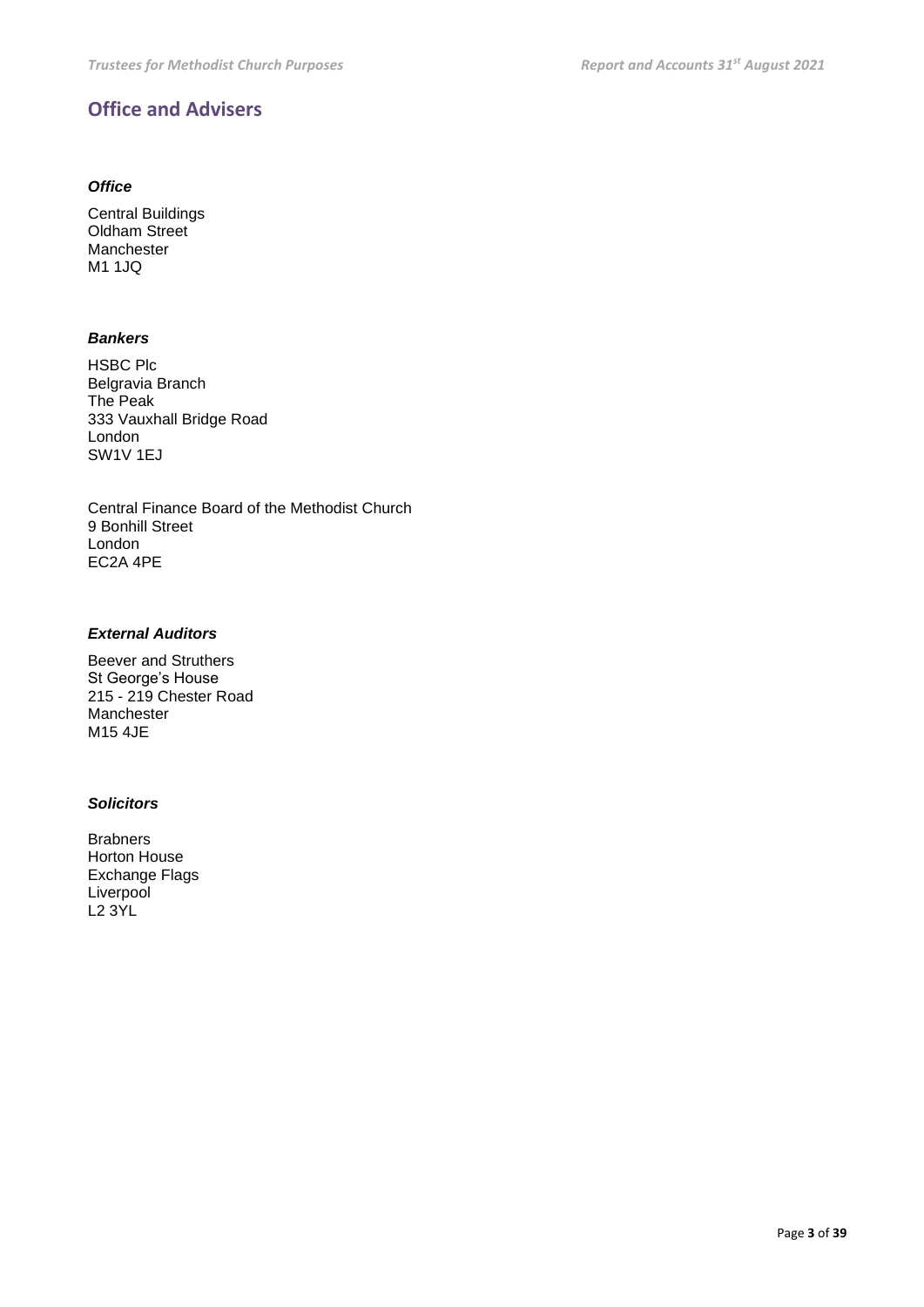## Office and Advisers

### *Office*

Central Buildings  
Oldham Street  
Manchester  
M1 1JQ

### *Bankers*

HSBC Plc  
Belgravia Branch  
The Peak  
333 Vauxhall Bridge Road  
London  
SW1V 1EJ

Central Finance Board of the Methodist Church  
9 Bonhill Street  
London  
EC2A 4PE

### *External Auditors*

Beever and Struthers  
St George's House  
215 - 219 Chester Road  
Manchester  
M15 4JE

### *Solicitors*

Brabners  
Horton House  
Exchange Flags  
Liverpool  
L2 3YL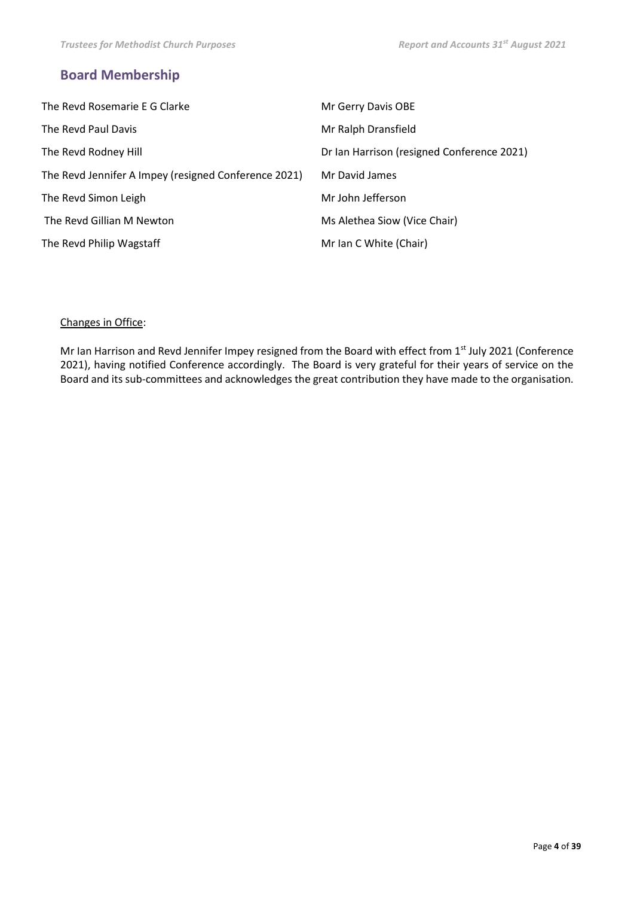## Board Membership

The Revd Rosemarie E G Clarke

The Revd Paul Davis

The Revd Rodney Hill

The Revd Jennifer A Impey (resigned Conference 2021)

The Revd Simon Leigh

The Revd Gillian M Newton

The Revd Philip Wagstaff

Mr Gerry Davis OBE

Mr Ralph Dransfield

Dr Ian Harrison (resigned Conference 2021)

Mr David James

Mr John Jefferson

Ms Alethea Siow (Vice Chair)

Mr Ian C White (Chair)

Changes in Office:

Mr Ian Harrison and Revd Jennifer Impey resigned from the Board with effect from 1st July 2021 (Conference 2021), having notified Conference accordingly. The Board is very grateful for their years of service on the Board and its sub-committees and acknowledges the great contribution they have made to the organisation.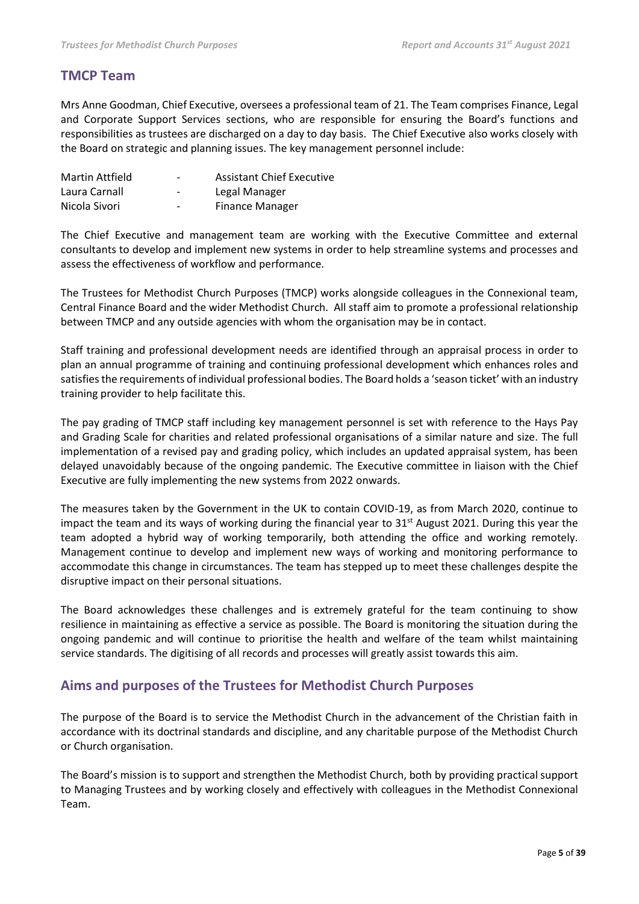## TMCP Team

Mrs Anne Goodman, Chief Executive, oversees a professional team of 21. The Team comprises Finance, Legal and Corporate Support Services sections, who are responsible for ensuring the Board's functions and responsibilities as trustees are discharged on a day to day basis. The Chief Executive also works closely with the Board on strategic and planning issues. The key management personnel include:

| | | |
|---|---|---|
| Martin Attfield | - | Assistant Chief Executive |
| Laura Carnall | - | Legal Manager |
| Nicola Sivori | - | Finance Manager |

The Chief Executive and management team are working with the Executive Committee and external consultants to develop and implement new systems in order to help streamline systems and processes and assess the effectiveness of workflow and performance.

The Trustees for Methodist Church Purposes (TMCP) works alongside colleagues in the Connexional team, Central Finance Board and the wider Methodist Church. All staff aim to promote a professional relationship between TMCP and any outside agencies with whom the organisation may be in contact.

Staff training and professional development needs are identified through an appraisal process in order to plan an annual programme of training and continuing professional development which enhances roles and satisfies the requirements of individual professional bodies. The Board holds a 'season ticket' with an industry training provider to help facilitate this.

The pay grading of TMCP staff including key management personnel is set with reference to the Hays Pay and Grading Scale for charities and related professional organisations of a similar nature and size. The full implementation of a revised pay and grading policy, which includes an updated appraisal system, has been delayed unavoidably because of the ongoing pandemic. The Executive committee in liaison with the Chief Executive are fully implementing the new systems from 2022 onwards.

The measures taken by the Government in the UK to contain COVID-19, as from March 2020, continue to impact the team and its ways of working during the financial year to 31st August 2021. During this year the team adopted a hybrid way of working temporarily, both attending the office and working remotely. Management continue to develop and implement new ways of working and monitoring performance to accommodate this change in circumstances. The team has stepped up to meet these challenges despite the disruptive impact on their personal situations.

The Board acknowledges these challenges and is extremely grateful for the team continuing to show resilience in maintaining as effective a service as possible. The Board is monitoring the situation during the ongoing pandemic and will continue to prioritise the health and welfare of the team whilst maintaining service standards. The digitising of all records and processes will greatly assist towards this aim.

## Aims and purposes of the Trustees for Methodist Church Purposes

The purpose of the Board is to service the Methodist Church in the advancement of the Christian faith in accordance with its doctrinal standards and discipline, and any charitable purpose of the Methodist Church or Church organisation.

The Board's mission is to support and strengthen the Methodist Church, both by providing practical support to Managing Trustees and by working closely and effectively with colleagues in the Methodist Connexional Team.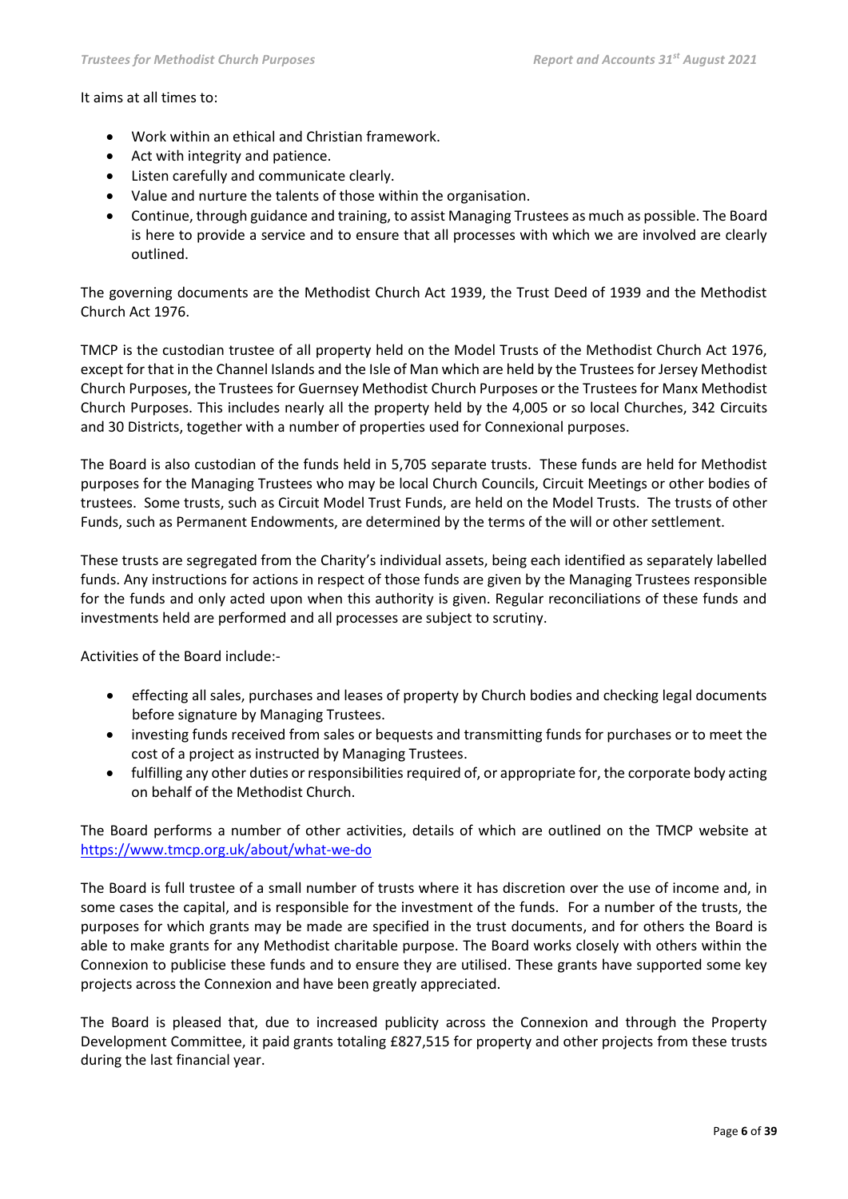It aims at all times to:

- Work within an ethical and Christian framework.
- Act with integrity and patience.
- Listen carefully and communicate clearly.
- Value and nurture the talents of those within the organisation.
- Continue, through guidance and training, to assist Managing Trustees as much as possible. The Board is here to provide a service and to ensure that all processes with which we are involved are clearly outlined.

The governing documents are the Methodist Church Act 1939, the Trust Deed of 1939 and the Methodist Church Act 1976.

TMCP is the custodian trustee of all property held on the Model Trusts of the Methodist Church Act 1976, except for that in the Channel Islands and the Isle of Man which are held by the Trustees for Jersey Methodist Church Purposes, the Trustees for Guernsey Methodist Church Purposes or the Trustees for Manx Methodist Church Purposes. This includes nearly all the property held by the 4,005 or so local Churches, 342 Circuits and 30 Districts, together with a number of properties used for Connexional purposes.

The Board is also custodian of the funds held in 5,705 separate trusts. These funds are held for Methodist purposes for the Managing Trustees who may be local Church Councils, Circuit Meetings or other bodies of trustees. Some trusts, such as Circuit Model Trust Funds, are held on the Model Trusts. The trusts of other Funds, such as Permanent Endowments, are determined by the terms of the will or other settlement.

These trusts are segregated from the Charity's individual assets, being each identified as separately labelled funds. Any instructions for actions in respect of those funds are given by the Managing Trustees responsible for the funds and only acted upon when this authority is given. Regular reconciliations of these funds and investments held are performed and all processes are subject to scrutiny.

Activities of the Board include:-

- effecting all sales, purchases and leases of property by Church bodies and checking legal documents before signature by Managing Trustees.
- investing funds received from sales or bequests and transmitting funds for purchases or to meet the cost of a project as instructed by Managing Trustees.
- fulfilling any other duties or responsibilities required of, or appropriate for, the corporate body acting on behalf of the Methodist Church.

The Board performs a number of other activities, details of which are outlined on the TMCP website at [https://www.tmcp.org.uk/about/what-we-do](https://www.tmcp.org.uk/about/what-we-do)

The Board is full trustee of a small number of trusts where it has discretion over the use of income and, in some cases the capital, and is responsible for the investment of the funds. For a number of the trusts, the purposes for which grants may be made are specified in the trust documents, and for others the Board is able to make grants for any Methodist charitable purpose. The Board works closely with others within the Connexion to publicise these funds and to ensure they are utilised. These grants have supported some key projects across the Connexion and have been greatly appreciated.

The Board is pleased that, due to increased publicity across the Connexion and through the Property Development Committee, it paid grants totaling £827,515 for property and other projects from these trusts during the last financial year.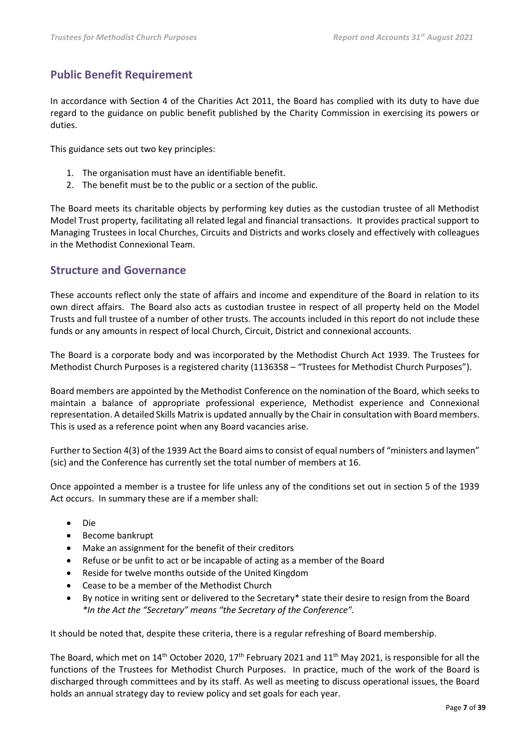## Public Benefit Requirement

In accordance with Section 4 of the Charities Act 2011, the Board has complied with its duty to have due regard to the guidance on public benefit published by the Charity Commission in exercising its powers or duties.

This guidance sets out two key principles:

1. The organisation must have an identifiable benefit.
2. The benefit must be to the public or a section of the public.

The Board meets its charitable objects by performing key duties as the custodian trustee of all Methodist Model Trust property, facilitating all related legal and financial transactions. It provides practical support to Managing Trustees in local Churches, Circuits and Districts and works closely and effectively with colleagues in the Methodist Connexional Team.

## Structure and Governance

These accounts reflect only the state of affairs and income and expenditure of the Board in relation to its own direct affairs. The Board also acts as custodian trustee in respect of all property held on the Model Trusts and full trustee of a number of other trusts. The accounts included in this report do not include these funds or any amounts in respect of local Church, Circuit, District and connexional accounts.

The Board is a corporate body and was incorporated by the Methodist Church Act 1939. The Trustees for Methodist Church Purposes is a registered charity (1136358 – "Trustees for Methodist Church Purposes").

Board members are appointed by the Methodist Conference on the nomination of the Board, which seeks to maintain a balance of appropriate professional experience, Methodist experience and Connexional representation. A detailed Skills Matrix is updated annually by the Chair in consultation with Board members. This is used as a reference point when any Board vacancies arise.

Further to Section 4(3) of the 1939 Act the Board aims to consist of equal numbers of "ministers and laymen" (sic) and the Conference has currently set the total number of members at 16.

Once appointed a member is a trustee for life unless any of the conditions set out in section 5 of the 1939 Act occurs. In summary these are if a member shall:

- Die
- Become bankrupt
- Make an assignment for the benefit of their creditors
- Refuse or be unfit to act or be incapable of acting as a member of the Board
- Reside for twelve months outside of the United Kingdom
- Cease to be a member of the Methodist Church
- By notice in writing sent or delivered to the Secretary* state their desire to resign from the Board
  *\*In the Act the "Secretary" means "the Secretary of the Conference".*

It should be noted that, despite these criteria, there is a regular refreshing of Board membership.

The Board, which met on 14th October 2020, 17th February 2021 and 11th May 2021, is responsible for all the functions of the Trustees for Methodist Church Purposes. In practice, much of the work of the Board is discharged through committees and by its staff. As well as meeting to discuss operational issues, the Board holds an annual strategy day to review policy and set goals for each year.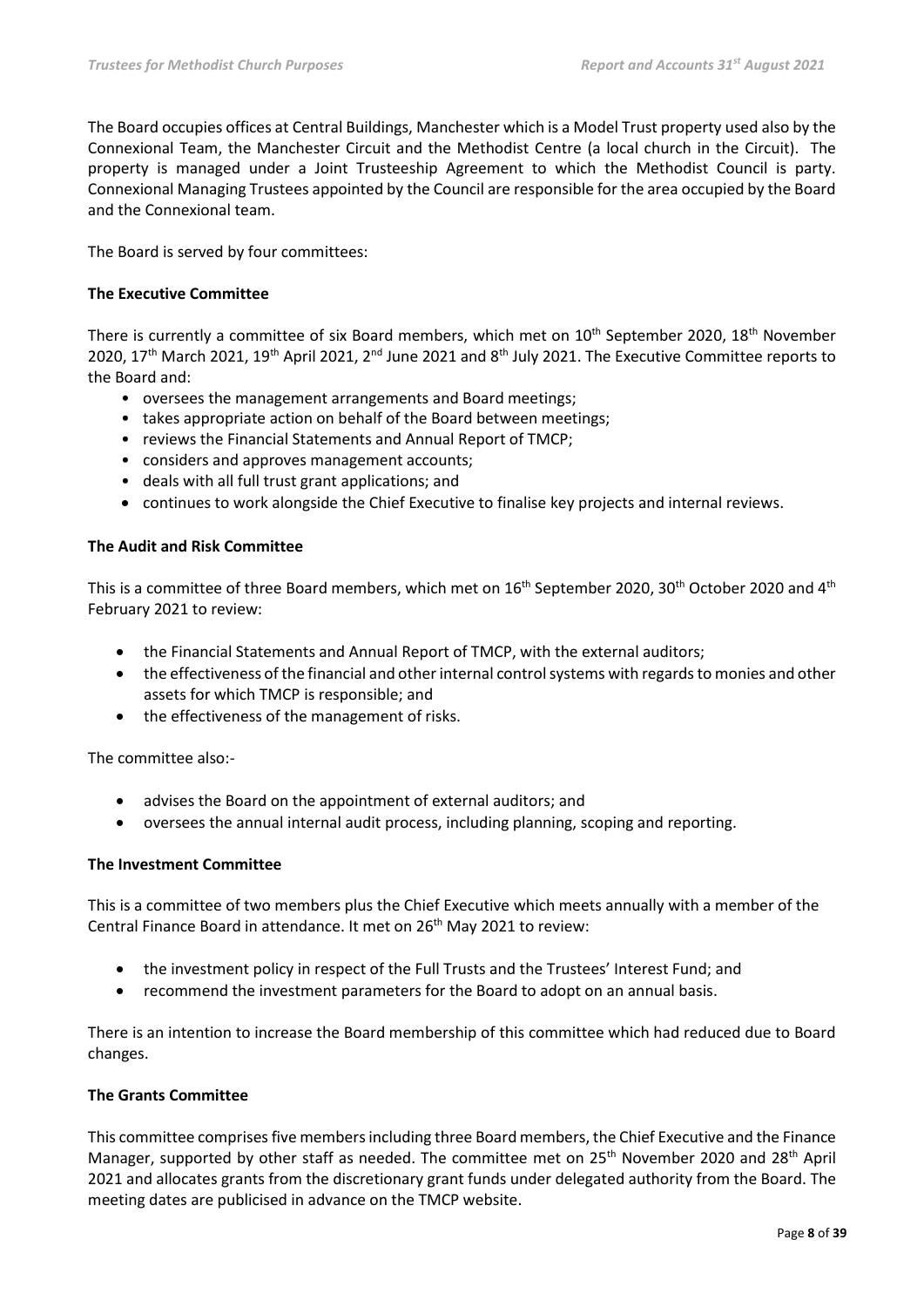The Board occupies offices at Central Buildings, Manchester which is a Model Trust property used also by the Connexional Team, the Manchester Circuit and the Methodist Centre (a local church in the Circuit). The property is managed under a Joint Trusteeship Agreement to which the Methodist Council is party. Connexional Managing Trustees appointed by the Council are responsible for the area occupied by the Board and the Connexional team.

The Board is served by four committees:

**The Executive Committee**

There is currently a committee of six Board members, which met on 10th September 2020, 18th November 2020, 17th March 2021, 19th April 2021, 2nd June 2021 and 8th July 2021. The Executive Committee reports to the Board and:

- oversees the management arrangements and Board meetings;
- takes appropriate action on behalf of the Board between meetings;
- reviews the Financial Statements and Annual Report of TMCP;
- considers and approves management accounts;
- deals with all full trust grant applications; and
- continues to work alongside the Chief Executive to finalise key projects and internal reviews.

**The Audit and Risk Committee**

This is a committee of three Board members, which met on 16th September 2020, 30th October 2020 and 4th February 2021 to review:

- the Financial Statements and Annual Report of TMCP, with the external auditors;
- the effectiveness of the financial and other internal control systems with regards to monies and other assets for which TMCP is responsible; and
- the effectiveness of the management of risks.

The committee also:-

- advises the Board on the appointment of external auditors; and
- oversees the annual internal audit process, including planning, scoping and reporting.

**The Investment Committee**

This is a committee of two members plus the Chief Executive which meets annually with a member of the Central Finance Board in attendance. It met on 26th May 2021 to review:

- the investment policy in respect of the Full Trusts and the Trustees' Interest Fund; and
- recommend the investment parameters for the Board to adopt on an annual basis.

There is an intention to increase the Board membership of this committee which had reduced due to Board changes.

**The Grants Committee**

This committee comprises five members including three Board members, the Chief Executive and the Finance Manager, supported by other staff as needed. The committee met on 25th November 2020 and 28th April 2021 and allocates grants from the discretionary grant funds under delegated authority from the Board. The meeting dates are publicised in advance on the TMCP website.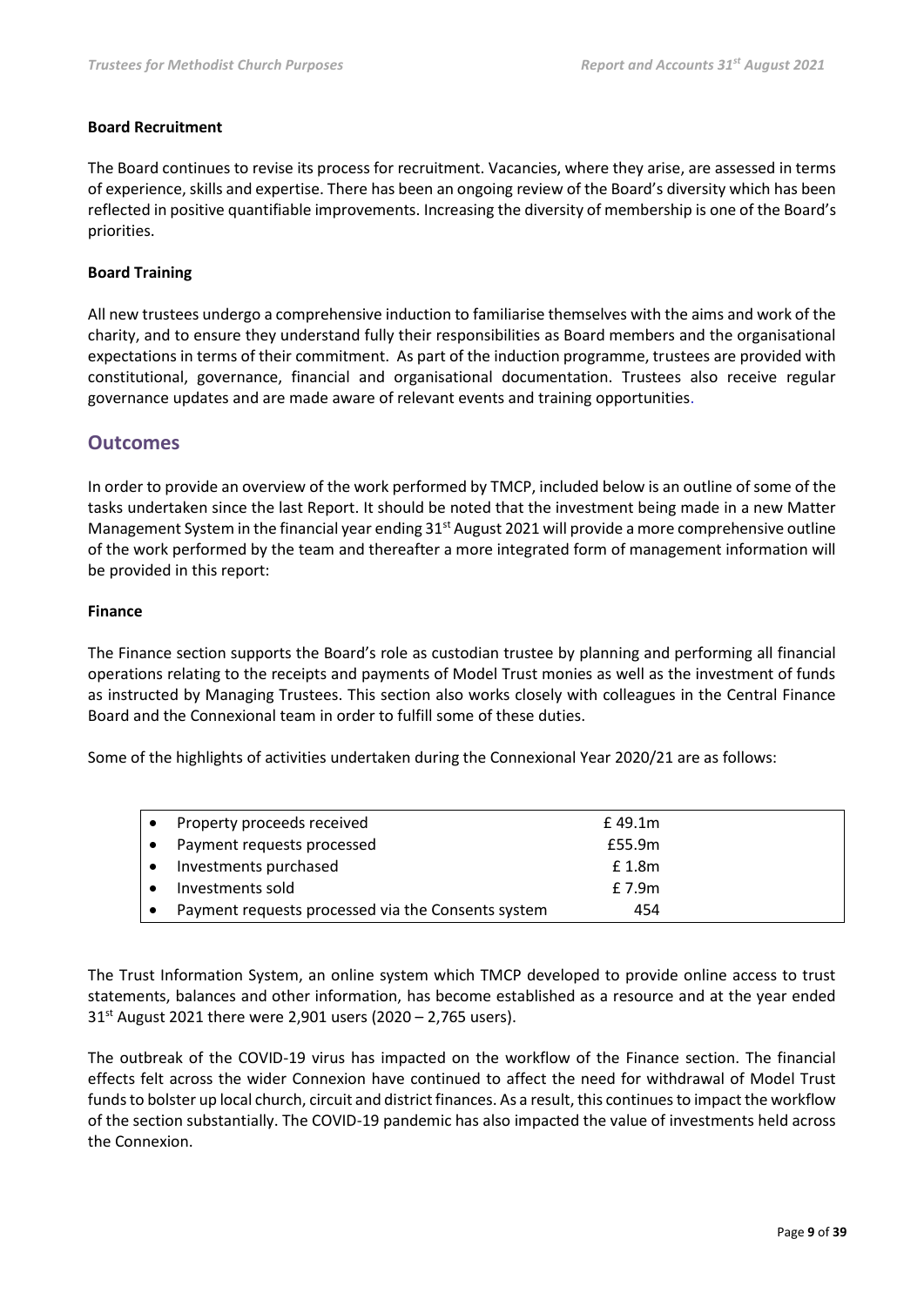**Board Recruitment**

The Board continues to revise its process for recruitment. Vacancies, where they arise, are assessed in terms of experience, skills and expertise. There has been an ongoing review of the Board's diversity which has been reflected in positive quantifiable improvements. Increasing the diversity of membership is one of the Board's priorities.

**Board Training**

All new trustees undergo a comprehensive induction to familiarise themselves with the aims and work of the charity, and to ensure they understand fully their responsibilities as Board members and the organisational expectations in terms of their commitment. As part of the induction programme, trustees are provided with constitutional, governance, financial and organisational documentation. Trustees also receive regular governance updates and are made aware of relevant events and training opportunities.

## Outcomes

In order to provide an overview of the work performed by TMCP, included below is an outline of some of the tasks undertaken since the last Report. It should be noted that the investment being made in a new Matter Management System in the financial year ending 31st August 2021 will provide a more comprehensive outline of the work performed by the team and thereafter a more integrated form of management information will be provided in this report:

**Finance**

The Finance section supports the Board's role as custodian trustee by planning and performing all financial operations relating to the receipts and payments of Model Trust monies as well as the investment of funds as instructed by Managing Trustees. This section also works closely with colleagues in the Central Finance Board and the Connexional team in order to fulfill some of these duties.

Some of the highlights of activities undertaken during the Connexional Year 2020/21 are as follows:

| Activity | Amount |
|---|---|
| • Property proceeds received | £ 49.1m |
| • Payment requests processed | £55.9m |
| • Investments purchased | £ 1.8m |
| • Investments sold | £ 7.9m |
| • Payment requests processed via the Consents system | 454 |

The Trust Information System, an online system which TMCP developed to provide online access to trust statements, balances and other information, has become established as a resource and at the year ended 31st August 2021 there were 2,901 users (2020 – 2,765 users).

The outbreak of the COVID-19 virus has impacted on the workflow of the Finance section. The financial effects felt across the wider Connexion have continued to affect the need for withdrawal of Model Trust funds to bolster up local church, circuit and district finances. As a result, this continues to impact the workflow of the section substantially. The COVID-19 pandemic has also impacted the value of investments held across the Connexion.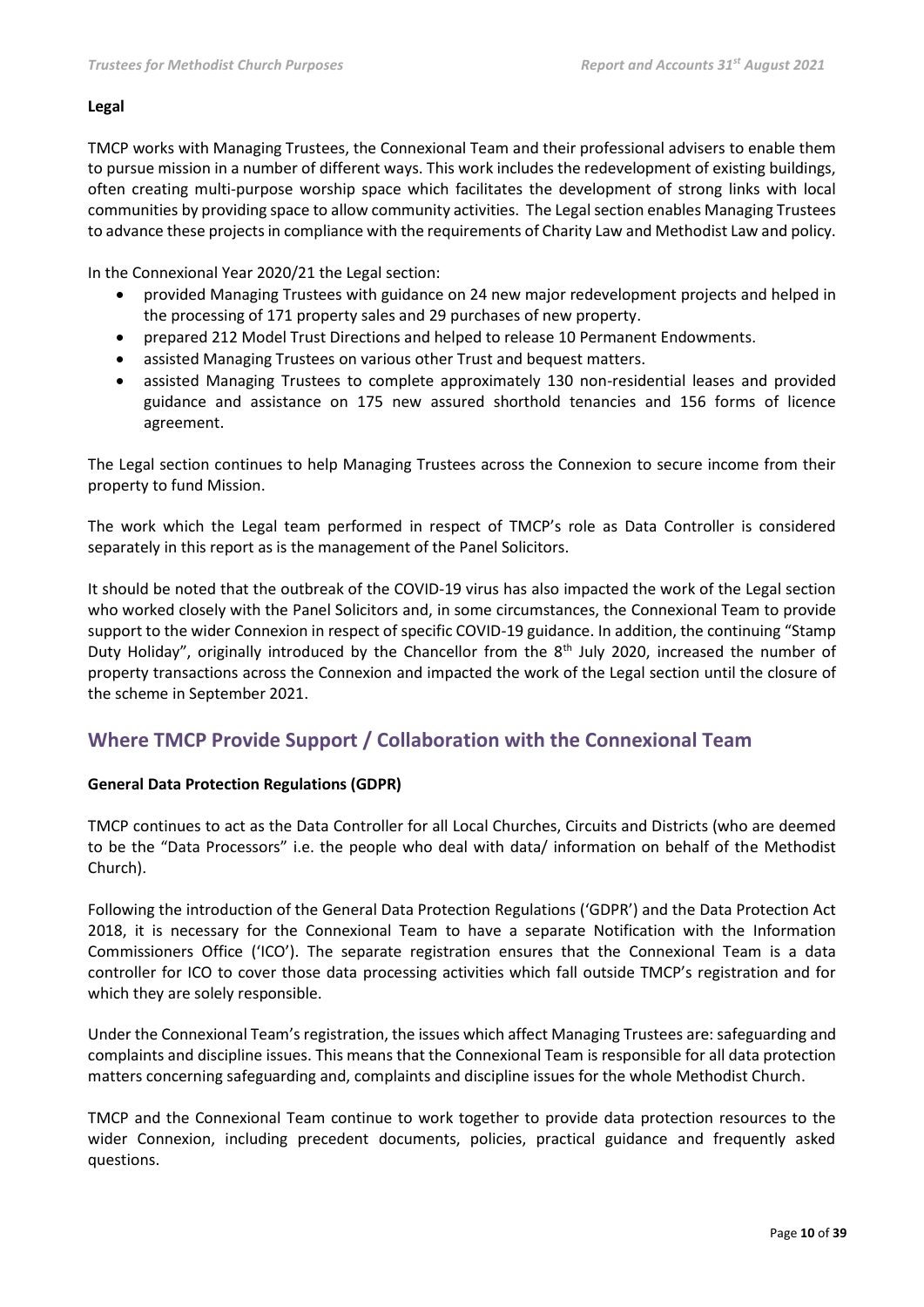**Legal**

TMCP works with Managing Trustees, the Connexional Team and their professional advisers to enable them to pursue mission in a number of different ways. This work includes the redevelopment of existing buildings, often creating multi-purpose worship space which facilitates the development of strong links with local communities by providing space to allow community activities. The Legal section enables Managing Trustees to advance these projects in compliance with the requirements of Charity Law and Methodist Law and policy.

In the Connexional Year 2020/21 the Legal section:

- provided Managing Trustees with guidance on 24 new major redevelopment projects and helped in the processing of 171 property sales and 29 purchases of new property.
- prepared 212 Model Trust Directions and helped to release 10 Permanent Endowments.
- assisted Managing Trustees on various other Trust and bequest matters.
- assisted Managing Trustees to complete approximately 130 non-residential leases and provided guidance and assistance on 175 new assured shorthold tenancies and 156 forms of licence agreement.

The Legal section continues to help Managing Trustees across the Connexion to secure income from their property to fund Mission.

The work which the Legal team performed in respect of TMCP's role as Data Controller is considered separately in this report as is the management of the Panel Solicitors.

It should be noted that the outbreak of the COVID-19 virus has also impacted the work of the Legal section who worked closely with the Panel Solicitors and, in some circumstances, the Connexional Team to provide support to the wider Connexion in respect of specific COVID-19 guidance. In addition, the continuing "Stamp Duty Holiday", originally introduced by the Chancellor from the 8th July 2020, increased the number of property transactions across the Connexion and impacted the work of the Legal section until the closure of the scheme in September 2021.

## Where TMCP Provide Support / Collaboration with the Connexional Team

**General Data Protection Regulations (GDPR)**

TMCP continues to act as the Data Controller for all Local Churches, Circuits and Districts (who are deemed to be the "Data Processors" i.e. the people who deal with data/ information on behalf of the Methodist Church).

Following the introduction of the General Data Protection Regulations ('GDPR') and the Data Protection Act 2018, it is necessary for the Connexional Team to have a separate Notification with the Information Commissioners Office ('ICO'). The separate registration ensures that the Connexional Team is a data controller for ICO to cover those data processing activities which fall outside TMCP's registration and for which they are solely responsible.

Under the Connexional Team's registration, the issues which affect Managing Trustees are: safeguarding and complaints and discipline issues. This means that the Connexional Team is responsible for all data protection matters concerning safeguarding and, complaints and discipline issues for the whole Methodist Church.

TMCP and the Connexional Team continue to work together to provide data protection resources to the wider Connexion, including precedent documents, policies, practical guidance and frequently asked questions.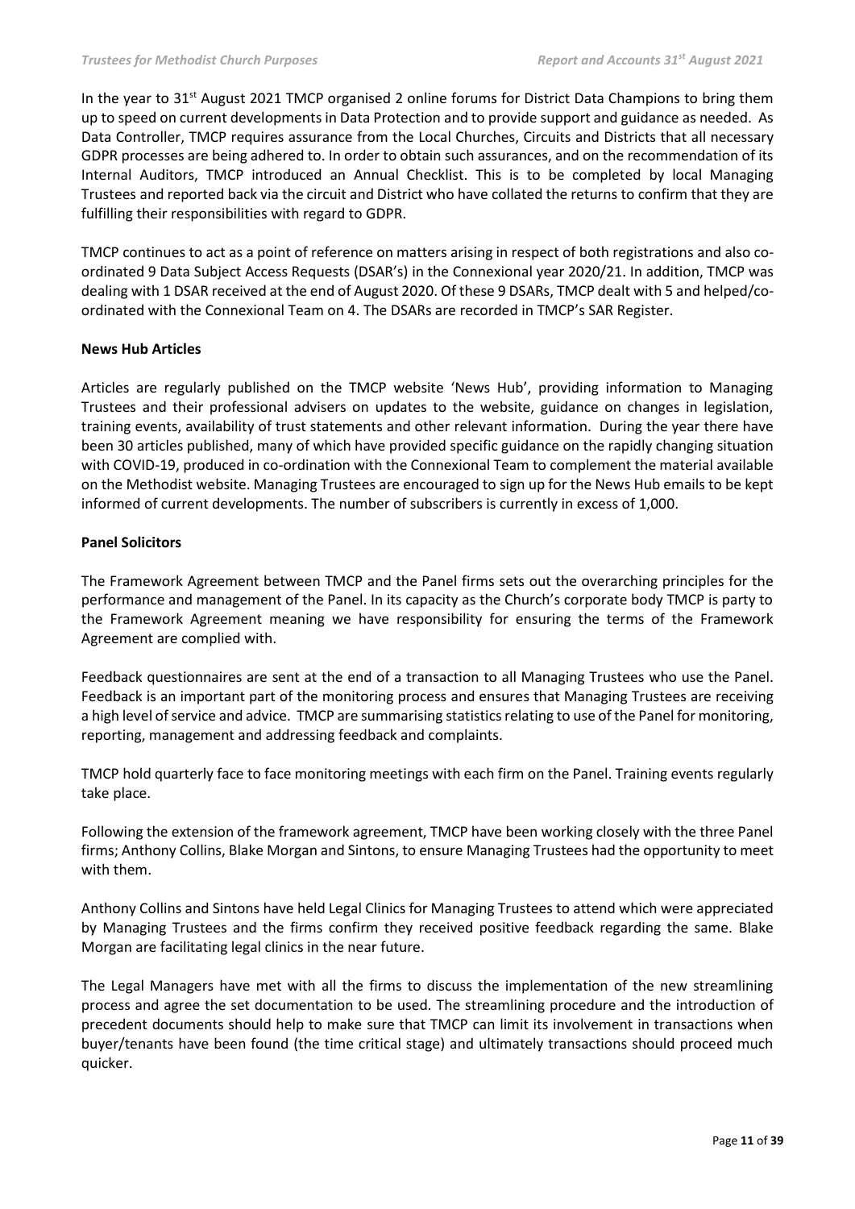In the year to 31st August 2021 TMCP organised 2 online forums for District Data Champions to bring them up to speed on current developments in Data Protection and to provide support and guidance as needed. As Data Controller, TMCP requires assurance from the Local Churches, Circuits and Districts that all necessary GDPR processes are being adhered to. In order to obtain such assurances, and on the recommendation of its Internal Auditors, TMCP introduced an Annual Checklist. This is to be completed by local Managing Trustees and reported back via the circuit and District who have collated the returns to confirm that they are fulfilling their responsibilities with regard to GDPR.

TMCP continues to act as a point of reference on matters arising in respect of both registrations and also co-ordinated 9 Data Subject Access Requests (DSAR's) in the Connexional year 2020/21. In addition, TMCP was dealing with 1 DSAR received at the end of August 2020. Of these 9 DSARs, TMCP dealt with 5 and helped/co-ordinated with the Connexional Team on 4. The DSARs are recorded in TMCP's SAR Register.

**News Hub Articles**

Articles are regularly published on the TMCP website 'News Hub', providing information to Managing Trustees and their professional advisers on updates to the website, guidance on changes in legislation, training events, availability of trust statements and other relevant information. During the year there have been 30 articles published, many of which have provided specific guidance on the rapidly changing situation with COVID-19, produced in co-ordination with the Connexional Team to complement the material available on the Methodist website. Managing Trustees are encouraged to sign up for the News Hub emails to be kept informed of current developments. The number of subscribers is currently in excess of 1,000.

**Panel Solicitors**

The Framework Agreement between TMCP and the Panel firms sets out the overarching principles for the performance and management of the Panel. In its capacity as the Church's corporate body TMCP is party to the Framework Agreement meaning we have responsibility for ensuring the terms of the Framework Agreement are complied with.

Feedback questionnaires are sent at the end of a transaction to all Managing Trustees who use the Panel. Feedback is an important part of the monitoring process and ensures that Managing Trustees are receiving a high level of service and advice. TMCP are summarising statistics relating to use of the Panel for monitoring, reporting, management and addressing feedback and complaints.

TMCP hold quarterly face to face monitoring meetings with each firm on the Panel. Training events regularly take place.

Following the extension of the framework agreement, TMCP have been working closely with the three Panel firms; Anthony Collins, Blake Morgan and Sintons, to ensure Managing Trustees had the opportunity to meet with them.

Anthony Collins and Sintons have held Legal Clinics for Managing Trustees to attend which were appreciated by Managing Trustees and the firms confirm they received positive feedback regarding the same. Blake Morgan are facilitating legal clinics in the near future.

The Legal Managers have met with all the firms to discuss the implementation of the new streamlining process and agree the set documentation to be used. The streamlining procedure and the introduction of precedent documents should help to make sure that TMCP can limit its involvement in transactions when buyer/tenants have been found (the time critical stage) and ultimately transactions should proceed much quicker.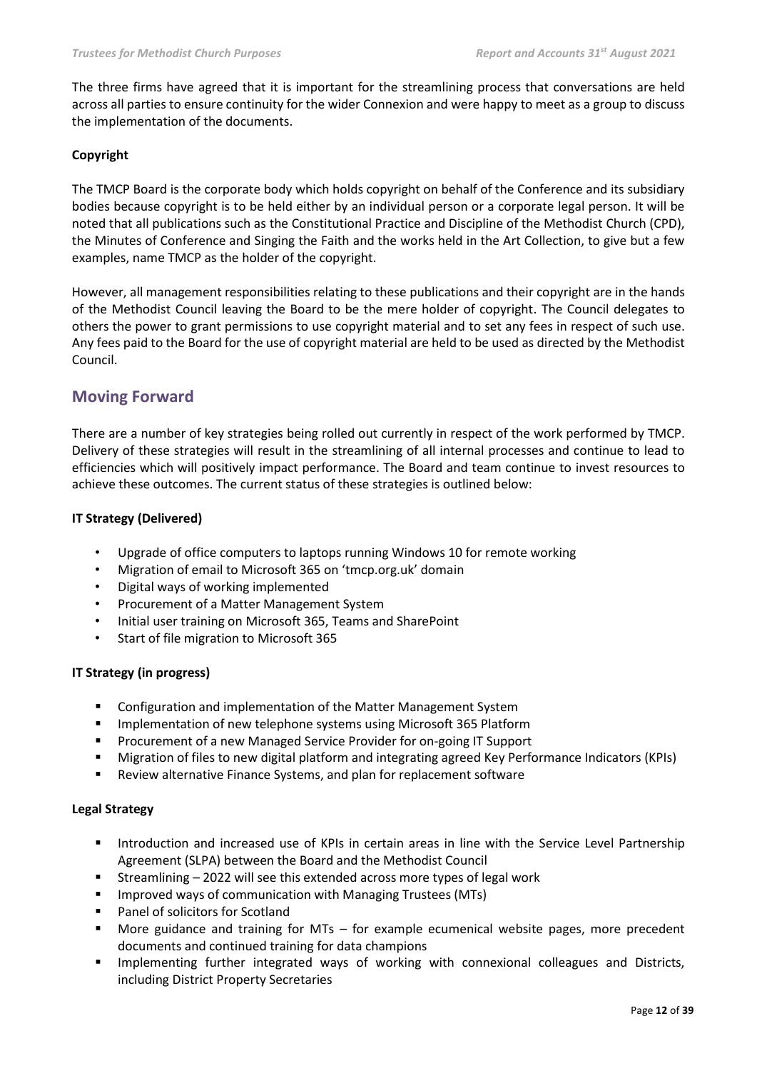The three firms have agreed that it is important for the streamlining process that conversations are held across all parties to ensure continuity for the wider Connexion and were happy to meet as a group to discuss the implementation of the documents.

**Copyright**

The TMCP Board is the corporate body which holds copyright on behalf of the Conference and its subsidiary bodies because copyright is to be held either by an individual person or a corporate legal person. It will be noted that all publications such as the Constitutional Practice and Discipline of the Methodist Church (CPD), the Minutes of Conference and Singing the Faith and the works held in the Art Collection, to give but a few examples, name TMCP as the holder of the copyright.

However, all management responsibilities relating to these publications and their copyright are in the hands of the Methodist Council leaving the Board to be the mere holder of copyright. The Council delegates to others the power to grant permissions to use copyright material and to set any fees in respect of such use. Any fees paid to the Board for the use of copyright material are held to be used as directed by the Methodist Council.

## Moving Forward

There are a number of key strategies being rolled out currently in respect of the work performed by TMCP. Delivery of these strategies will result in the streamlining of all internal processes and continue to lead to efficiencies which will positively impact performance. The Board and team continue to invest resources to achieve these outcomes. The current status of these strategies is outlined below:

**IT Strategy (Delivered)**

- Upgrade of office computers to laptops running Windows 10 for remote working
- Migration of email to Microsoft 365 on 'tmcp.org.uk' domain
- Digital ways of working implemented
- Procurement of a Matter Management System
- Initial user training on Microsoft 365, Teams and SharePoint
- Start of file migration to Microsoft 365

**IT Strategy (in progress)**

- Configuration and implementation of the Matter Management System
- Implementation of new telephone systems using Microsoft 365 Platform
- Procurement of a new Managed Service Provider for on-going IT Support
- Migration of files to new digital platform and integrating agreed Key Performance Indicators (KPIs)
- Review alternative Finance Systems, and plan for replacement software

**Legal Strategy**

- Introduction and increased use of KPIs in certain areas in line with the Service Level Partnership Agreement (SLPA) between the Board and the Methodist Council
- Streamlining – 2022 will see this extended across more types of legal work
- Improved ways of communication with Managing Trustees (MTs)
- Panel of solicitors for Scotland
- More guidance and training for MTs – for example ecumenical website pages, more precedent documents and continued training for data champions
- Implementing further integrated ways of working with connexional colleagues and Districts, including District Property Secretaries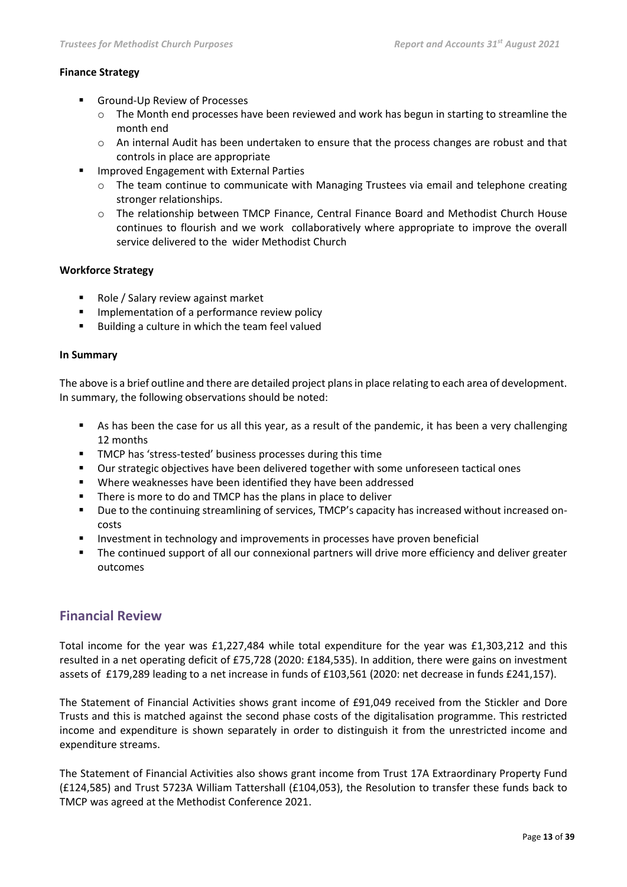**Finance Strategy**

- Ground-Up Review of Processes
  - The Month end processes have been reviewed and work has begun in starting to streamline the month end
  - An internal Audit has been undertaken to ensure that the process changes are robust and that controls in place are appropriate
- Improved Engagement with External Parties
  - The team continue to communicate with Managing Trustees via email and telephone creating stronger relationships.
  - The relationship between TMCP Finance, Central Finance Board and Methodist Church House continues to flourish and we work collaboratively where appropriate to improve the overall service delivered to the wider Methodist Church

**Workforce Strategy**

- Role / Salary review against market
- Implementation of a performance review policy
- Building a culture in which the team feel valued

**In Summary**

The above is a brief outline and there are detailed project plans in place relating to each area of development. In summary, the following observations should be noted:

- As has been the case for us all this year, as a result of the pandemic, it has been a very challenging 12 months
- TMCP has 'stress-tested' business processes during this time
- Our strategic objectives have been delivered together with some unforeseen tactical ones
- Where weaknesses have been identified they have been addressed
- There is more to do and TMCP has the plans in place to deliver
- Due to the continuing streamlining of services, TMCP's capacity has increased without increased on-costs
- Investment in technology and improvements in processes have proven beneficial
- The continued support of all our connexional partners will drive more efficiency and deliver greater outcomes

## Financial Review

Total income for the year was £1,227,484 while total expenditure for the year was £1,303,212 and this resulted in a net operating deficit of £75,728 (2020: £184,535). In addition, there were gains on investment assets of £179,289 leading to a net increase in funds of £103,561 (2020: net decrease in funds £241,157).

The Statement of Financial Activities shows grant income of £91,049 received from the Stickler and Dore Trusts and this is matched against the second phase costs of the digitalisation programme. This restricted income and expenditure is shown separately in order to distinguish it from the unrestricted income and expenditure streams.

The Statement of Financial Activities also shows grant income from Trust 17A Extraordinary Property Fund (£124,585) and Trust 5723A William Tattershall (£104,053), the Resolution to transfer these funds back to TMCP was agreed at the Methodist Conference 2021.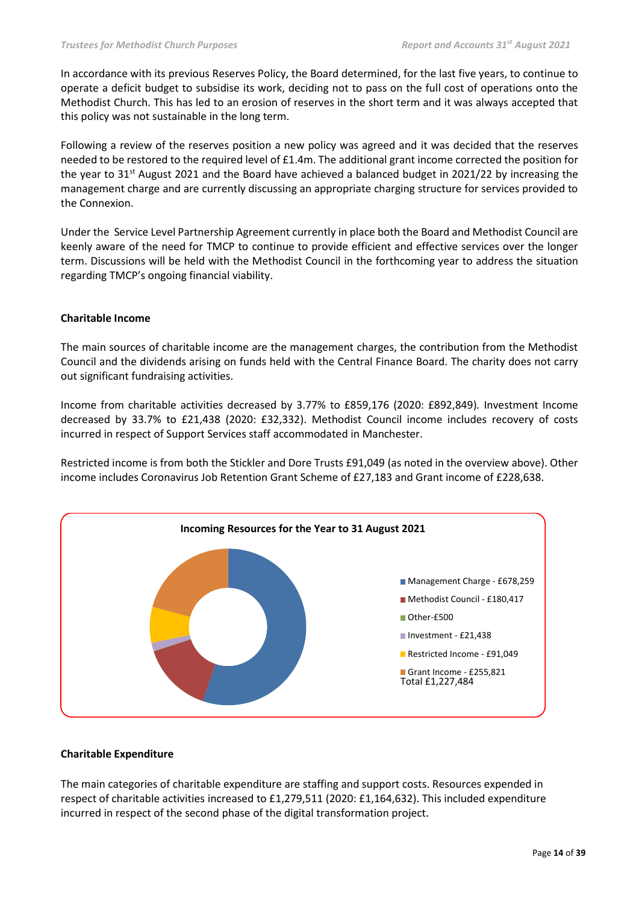In accordance with its previous Reserves Policy, the Board determined, for the last five years, to continue to operate a deficit budget to subsidise its work, deciding not to pass on the full cost of operations onto the Methodist Church. This has led to an erosion of reserves in the short term and it was always accepted that this policy was not sustainable in the long term.

Following a review of the reserves position a new policy was agreed and it was decided that the reserves needed to be restored to the required level of £1.4m. The additional grant income corrected the position for the year to 31st August 2021 and the Board have achieved a balanced budget in 2021/22 by increasing the management charge and are currently discussing an appropriate charging structure for services provided to the Connexion.

Under the Service Level Partnership Agreement currently in place both the Board and Methodist Council are keenly aware of the need for TMCP to continue to provide efficient and effective services over the longer term. Discussions will be held with the Methodist Council in the forthcoming year to address the situation regarding TMCP's ongoing financial viability.

**Charitable Income**

The main sources of charitable income are the management charges, the contribution from the Methodist Council and the dividends arising on funds held with the Central Finance Board. The charity does not carry out significant fundraising activities.

Income from charitable activities decreased by 3.77% to £859,176 (2020: £892,849). Investment Income decreased by 33.7% to £21,438 (2020: £32,332). Methodist Council income includes recovery of costs incurred in respect of Support Services staff accommodated in Manchester.

Restricted income is from both the Stickler and Dore Trusts £91,049 (as noted in the overview above). Other income includes Coronavirus Job Retention Grant Scheme of £27,183 and Grant income of £228,638.

**Incoming Resources for the Year to 31 August 2021**

- Management Charge - £678,259
- Methodist Council - £180,417
- Other-£500
- Investment - £21,438
- Restricted Income - £91,049
- Grant Income - £255,821

Total £1,227,484

**Charitable Expenditure**

The main categories of charitable expenditure are staffing and support costs. Resources expended in respect of charitable activities increased to £1,279,511 (2020: £1,164,632). This included expenditure incurred in respect of the second phase of the digital transformation project.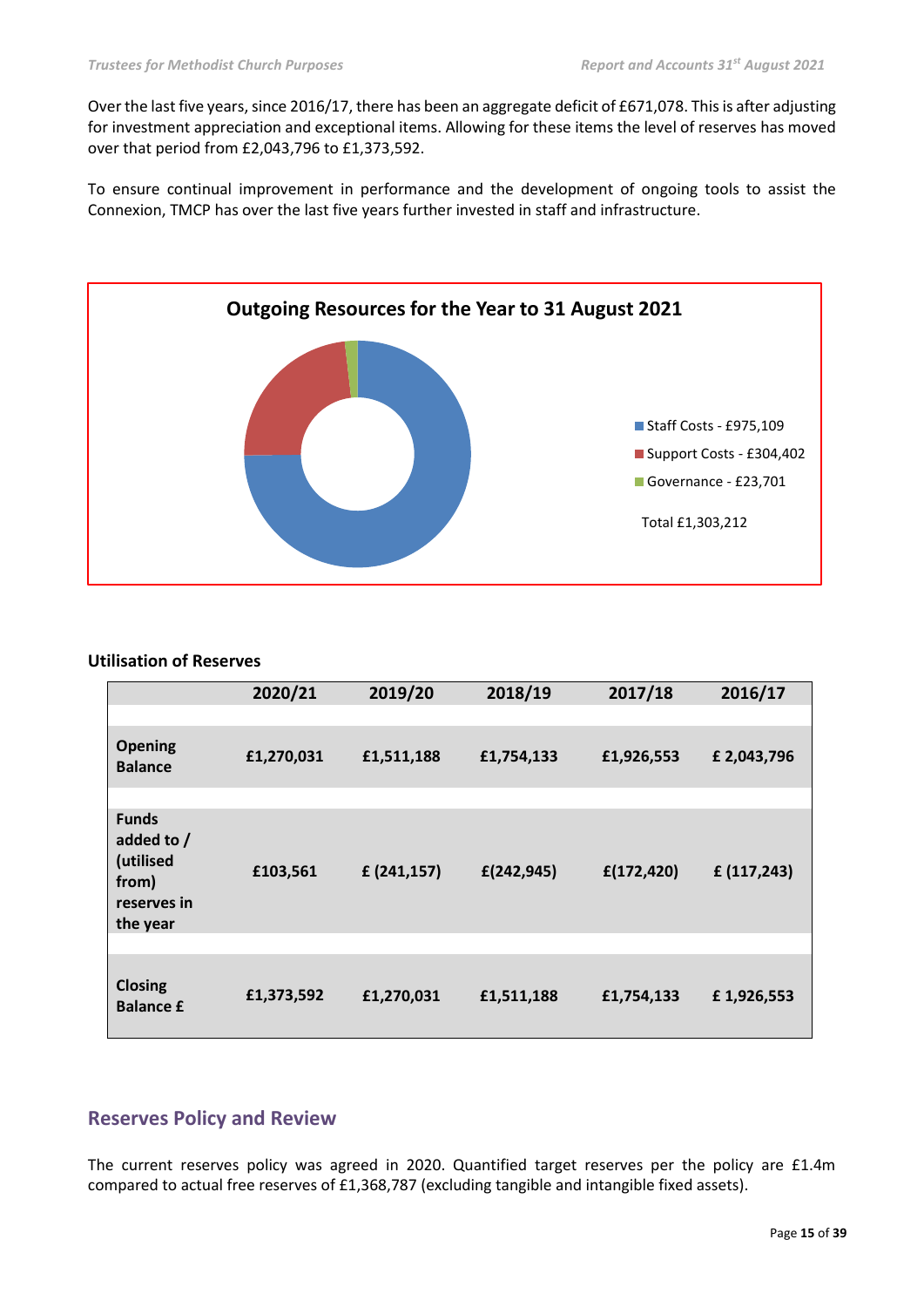Over the last five years, since 2016/17, there has been an aggregate deficit of £671,078. This is after adjusting for investment appreciation and exceptional items. Allowing for these items the level of reserves has moved over that period from £2,043,796 to £1,373,592.

To ensure continual improvement in performance and the development of ongoing tools to assist the Connexion, TMCP has over the last five years further invested in staff and infrastructure.

**Outgoing Resources for the Year to 31 August 2021**

- Staff Costs - £975,109
- Support Costs - £304,402
- Governance - £23,701

Total £1,303,212

### Utilisation of Reserves

| | 2020/21 | 2019/20 | 2018/19 | 2017/18 | 2016/17 |
|---|---|---|---|---|---|
| **Opening Balance** | £1,270,031 | £1,511,188 | £1,754,133 | £1,926,553 | £ 2,043,796 |
| **Funds added to / (utilised from) reserves in the year** | £103,561 | £ (241,157) | £(242,945) | £(172,420) | £ (117,243) |
| **Closing Balance £** | £1,373,592 | £1,270,031 | £1,511,188 | £1,754,133 | £ 1,926,553 |

## Reserves Policy and Review

The current reserves policy was agreed in 2020. Quantified target reserves per the policy are £1.4m compared to actual free reserves of £1,368,787 (excluding tangible and intangible fixed assets).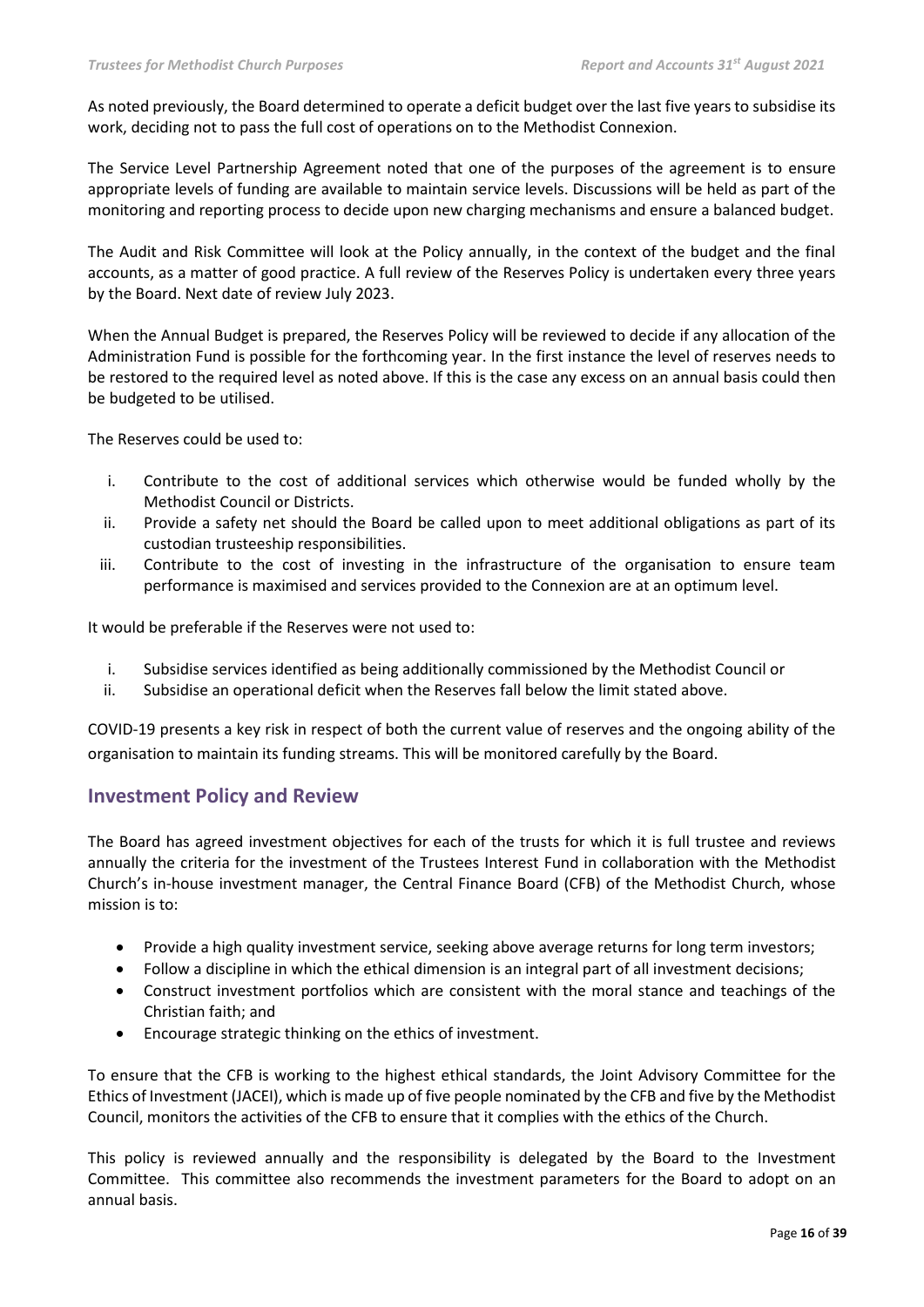As noted previously, the Board determined to operate a deficit budget over the last five years to subsidise its work, deciding not to pass the full cost of operations on to the Methodist Connexion.

The Service Level Partnership Agreement noted that one of the purposes of the agreement is to ensure appropriate levels of funding are available to maintain service levels. Discussions will be held as part of the monitoring and reporting process to decide upon new charging mechanisms and ensure a balanced budget.

The Audit and Risk Committee will look at the Policy annually, in the context of the budget and the final accounts, as a matter of good practice. A full review of the Reserves Policy is undertaken every three years by the Board. Next date of review July 2023.

When the Annual Budget is prepared, the Reserves Policy will be reviewed to decide if any allocation of the Administration Fund is possible for the forthcoming year. In the first instance the level of reserves needs to be restored to the required level as noted above. If this is the case any excess on an annual basis could then be budgeted to be utilised.

The Reserves could be used to:

i. Contribute to the cost of additional services which otherwise would be funded wholly by the Methodist Council or Districts.
ii. Provide a safety net should the Board be called upon to meet additional obligations as part of its custodian trusteeship responsibilities.
iii. Contribute to the cost of investing in the infrastructure of the organisation to ensure team performance is maximised and services provided to the Connexion are at an optimum level.

It would be preferable if the Reserves were not used to:

i. Subsidise services identified as being additionally commissioned by the Methodist Council or
ii. Subsidise an operational deficit when the Reserves fall below the limit stated above.

COVID-19 presents a key risk in respect of both the current value of reserves and the ongoing ability of the organisation to maintain its funding streams. This will be monitored carefully by the Board.

## Investment Policy and Review

The Board has agreed investment objectives for each of the trusts for which it is full trustee and reviews annually the criteria for the investment of the Trustees Interest Fund in collaboration with the Methodist Church's in-house investment manager, the Central Finance Board (CFB) of the Methodist Church, whose mission is to:

- Provide a high quality investment service, seeking above average returns for long term investors;
- Follow a discipline in which the ethical dimension is an integral part of all investment decisions;
- Construct investment portfolios which are consistent with the moral stance and teachings of the Christian faith; and
- Encourage strategic thinking on the ethics of investment.

To ensure that the CFB is working to the highest ethical standards, the Joint Advisory Committee for the Ethics of Investment (JACEI), which is made up of five people nominated by the CFB and five by the Methodist Council, monitors the activities of the CFB to ensure that it complies with the ethics of the Church.

This policy is reviewed annually and the responsibility is delegated by the Board to the Investment Committee. This committee also recommends the investment parameters for the Board to adopt on an annual basis.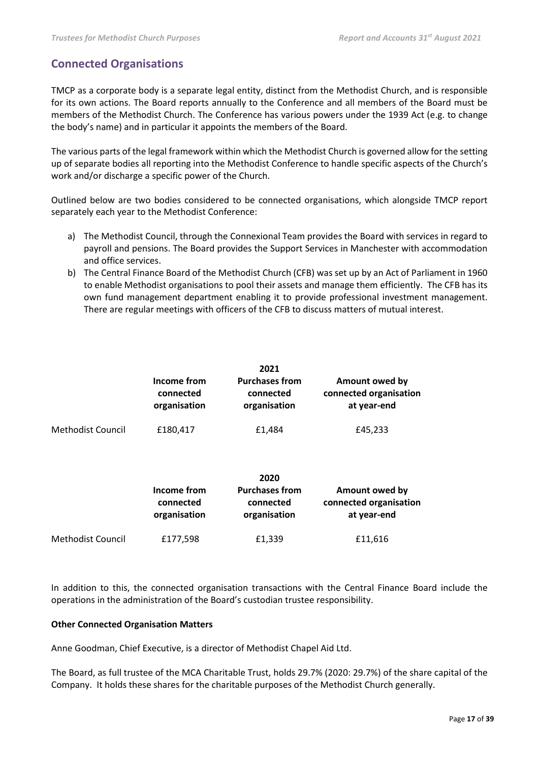## Connected Organisations

TMCP as a corporate body is a separate legal entity, distinct from the Methodist Church, and is responsible for its own actions. The Board reports annually to the Conference and all members of the Board must be members of the Methodist Church. The Conference has various powers under the 1939 Act (e.g. to change the body's name) and in particular it appoints the members of the Board.

The various parts of the legal framework within which the Methodist Church is governed allow for the setting up of separate bodies all reporting into the Methodist Conference to handle specific aspects of the Church's work and/or discharge a specific power of the Church.

Outlined below are two bodies considered to be connected organisations, which alongside TMCP report separately each year to the Methodist Conference:

a) The Methodist Council, through the Connexional Team provides the Board with services in regard to payroll and pensions. The Board provides the Support Services in Manchester with accommodation and office services.
b) The Central Finance Board of the Methodist Church (CFB) was set up by an Act of Parliament in 1960 to enable Methodist organisations to pool their assets and manage them efficiently. The CFB has its own fund management department enabling it to provide professional investment management. There are regular meetings with officers of the CFB to discuss matters of mutual interest.

| 2021 | Income from connected organisation | Purchases from connected organisation | Amount owed by connected organisation at year-end |
|---|---|---|---|
| Methodist Council | £180,417 | £1,484 | £45,233 |

| 2020 | Income from connected organisation | Purchases from connected organisation | Amount owed by connected organisation at year-end |
|---|---|---|---|
| Methodist Council | £177,598 | £1,339 | £11,616 |

In addition to this, the connected organisation transactions with the Central Finance Board include the operations in the administration of the Board's custodian trustee responsibility.

**Other Connected Organisation Matters**

Anne Goodman, Chief Executive, is a director of Methodist Chapel Aid Ltd.

The Board, as full trustee of the MCA Charitable Trust, holds 29.7% (2020: 29.7%) of the share capital of the Company. It holds these shares for the charitable purposes of the Methodist Church generally.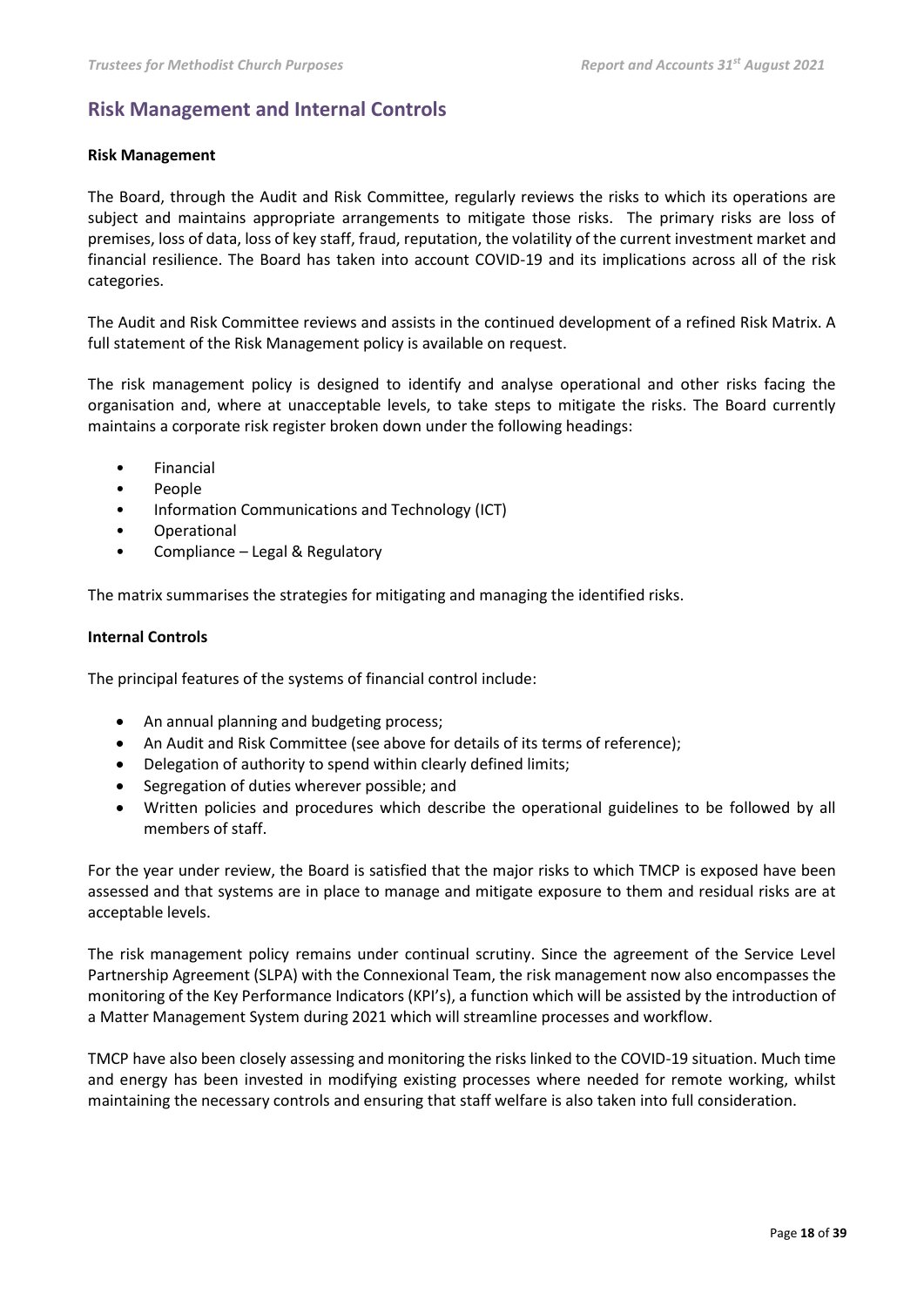## Risk Management and Internal Controls

**Risk Management**

The Board, through the Audit and Risk Committee, regularly reviews the risks to which its operations are subject and maintains appropriate arrangements to mitigate those risks. The primary risks are loss of premises, loss of data, loss of key staff, fraud, reputation, the volatility of the current investment market and financial resilience. The Board has taken into account COVID-19 and its implications across all of the risk categories.

The Audit and Risk Committee reviews and assists in the continued development of a refined Risk Matrix. A full statement of the Risk Management policy is available on request.

The risk management policy is designed to identify and analyse operational and other risks facing the organisation and, where at unacceptable levels, to take steps to mitigate the risks. The Board currently maintains a corporate risk register broken down under the following headings:

- Financial
- People
- Information Communications and Technology (ICT)
- Operational
- Compliance – Legal & Regulatory

The matrix summarises the strategies for mitigating and managing the identified risks.

**Internal Controls**

The principal features of the systems of financial control include:

- An annual planning and budgeting process;
- An Audit and Risk Committee (see above for details of its terms of reference);
- Delegation of authority to spend within clearly defined limits;
- Segregation of duties wherever possible; and
- Written policies and procedures which describe the operational guidelines to be followed by all members of staff.

For the year under review, the Board is satisfied that the major risks to which TMCP is exposed have been assessed and that systems are in place to manage and mitigate exposure to them and residual risks are at acceptable levels.

The risk management policy remains under continual scrutiny. Since the agreement of the Service Level Partnership Agreement (SLPA) with the Connexional Team, the risk management now also encompasses the monitoring of the Key Performance Indicators (KPI's), a function which will be assisted by the introduction of a Matter Management System during 2021 which will streamline processes and workflow.

TMCP have also been closely assessing and monitoring the risks linked to the COVID-19 situation. Much time and energy has been invested in modifying existing processes where needed for remote working, whilst maintaining the necessary controls and ensuring that staff welfare is also taken into full consideration.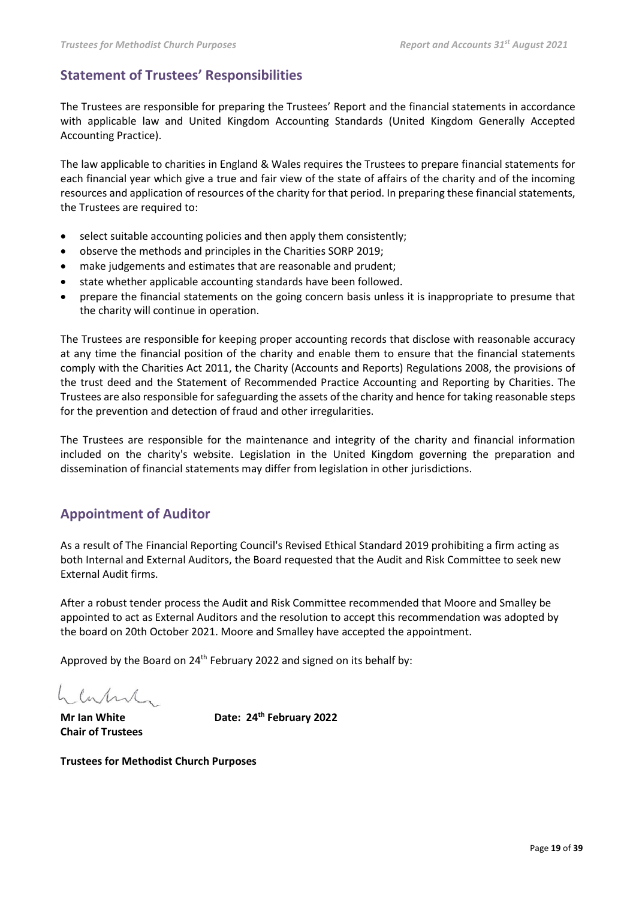## Statement of Trustees' Responsibilities

The Trustees are responsible for preparing the Trustees' Report and the financial statements in accordance with applicable law and United Kingdom Accounting Standards (United Kingdom Generally Accepted Accounting Practice).

The law applicable to charities in England & Wales requires the Trustees to prepare financial statements for each financial year which give a true and fair view of the state of affairs of the charity and of the incoming resources and application of resources of the charity for that period. In preparing these financial statements, the Trustees are required to:

- select suitable accounting policies and then apply them consistently;
- observe the methods and principles in the Charities SORP 2019;
- make judgements and estimates that are reasonable and prudent;
- state whether applicable accounting standards have been followed.
- prepare the financial statements on the going concern basis unless it is inappropriate to presume that the charity will continue in operation.

The Trustees are responsible for keeping proper accounting records that disclose with reasonable accuracy at any time the financial position of the charity and enable them to ensure that the financial statements comply with the Charities Act 2011, the Charity (Accounts and Reports) Regulations 2008, the provisions of the trust deed and the Statement of Recommended Practice Accounting and Reporting by Charities. The Trustees are also responsible for safeguarding the assets of the charity and hence for taking reasonable steps for the prevention and detection of fraud and other irregularities.

The Trustees are responsible for the maintenance and integrity of the charity and financial information included on the charity's website. Legislation in the United Kingdom governing the preparation and dissemination of financial statements may differ from legislation in other jurisdictions.

## Appointment of Auditor

As a result of The Financial Reporting Council's Revised Ethical Standard 2019 prohibiting a firm acting as both Internal and External Auditors, the Board requested that the Audit and Risk Committee to seek new External Audit firms.

After a robust tender process the Audit and Risk Committee recommended that Moore and Smalley be appointed to act as External Auditors and the resolution to accept this recommendation was adopted by the board on 20th October 2021. Moore and Smalley have accepted the appointment.

Approved by the Board on 24th February 2022 and signed on its behalf by:

**Mr Ian White** **Date: 24th February 2022**
**Chair of Trustees**

**Trustees for Methodist Church Purposes**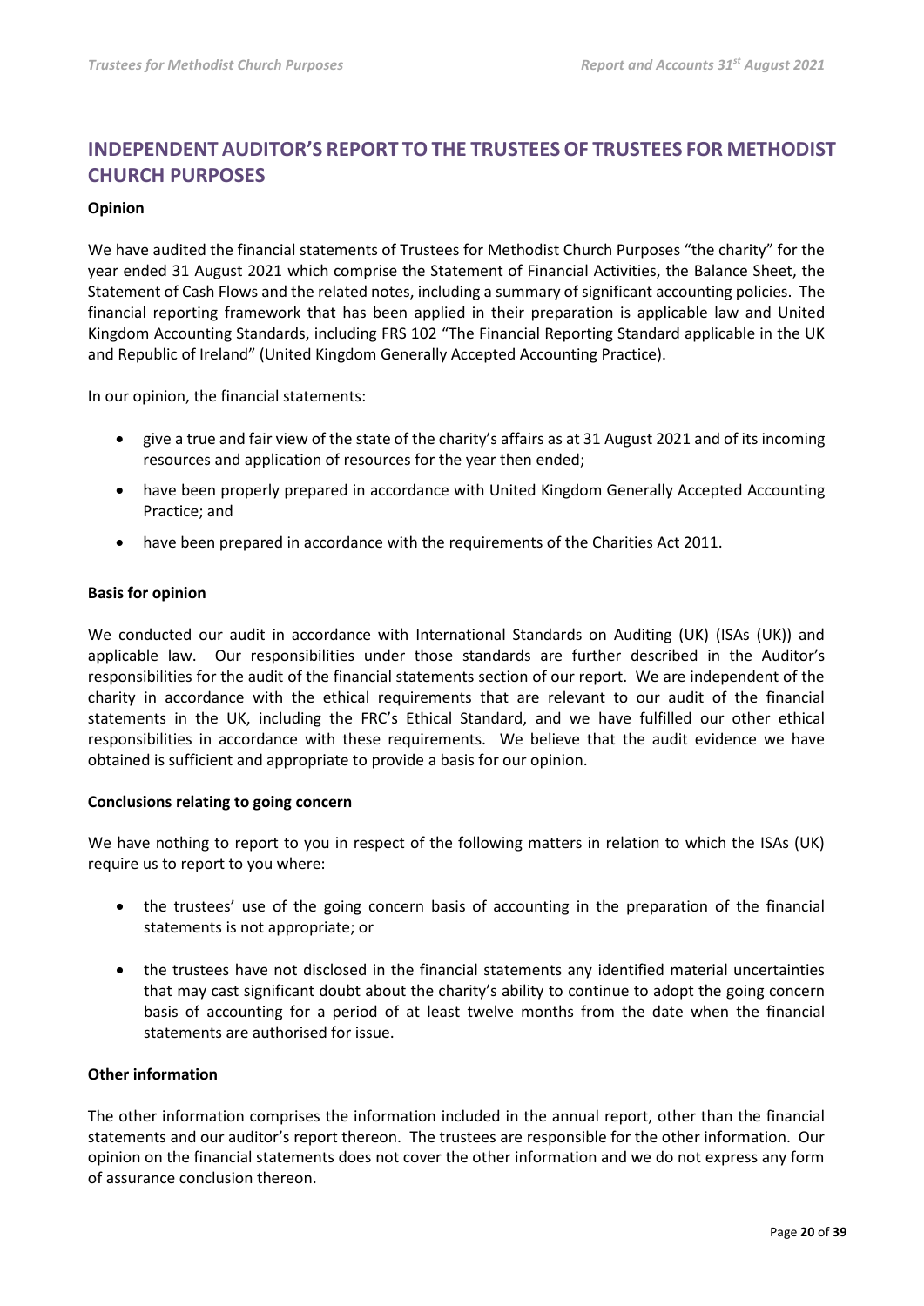## INDEPENDENT AUDITOR'S REPORT TO THE TRUSTEES OF TRUSTEES FOR METHODIST CHURCH PURPOSES

**Opinion**

We have audited the financial statements of Trustees for Methodist Church Purposes "the charity" for the year ended 31 August 2021 which comprise the Statement of Financial Activities, the Balance Sheet, the Statement of Cash Flows and the related notes, including a summary of significant accounting policies. The financial reporting framework that has been applied in their preparation is applicable law and United Kingdom Accounting Standards, including FRS 102 "The Financial Reporting Standard applicable in the UK and Republic of Ireland" (United Kingdom Generally Accepted Accounting Practice).

In our opinion, the financial statements:

- give a true and fair view of the state of the charity's affairs as at 31 August 2021 and of its incoming resources and application of resources for the year then ended;
- have been properly prepared in accordance with United Kingdom Generally Accepted Accounting Practice; and
- have been prepared in accordance with the requirements of the Charities Act 2011.

**Basis for opinion**

We conducted our audit in accordance with International Standards on Auditing (UK) (ISAs (UK)) and applicable law. Our responsibilities under those standards are further described in the Auditor's responsibilities for the audit of the financial statements section of our report. We are independent of the charity in accordance with the ethical requirements that are relevant to our audit of the financial statements in the UK, including the FRC's Ethical Standard, and we have fulfilled our other ethical responsibilities in accordance with these requirements. We believe that the audit evidence we have obtained is sufficient and appropriate to provide a basis for our opinion.

**Conclusions relating to going concern**

We have nothing to report to you in respect of the following matters in relation to which the ISAs (UK) require us to report to you where:

- the trustees' use of the going concern basis of accounting in the preparation of the financial statements is not appropriate; or
- the trustees have not disclosed in the financial statements any identified material uncertainties that may cast significant doubt about the charity's ability to continue to adopt the going concern basis of accounting for a period of at least twelve months from the date when the financial statements are authorised for issue.

**Other information**

The other information comprises the information included in the annual report, other than the financial statements and our auditor's report thereon. The trustees are responsible for the other information. Our opinion on the financial statements does not cover the other information and we do not express any form of assurance conclusion thereon.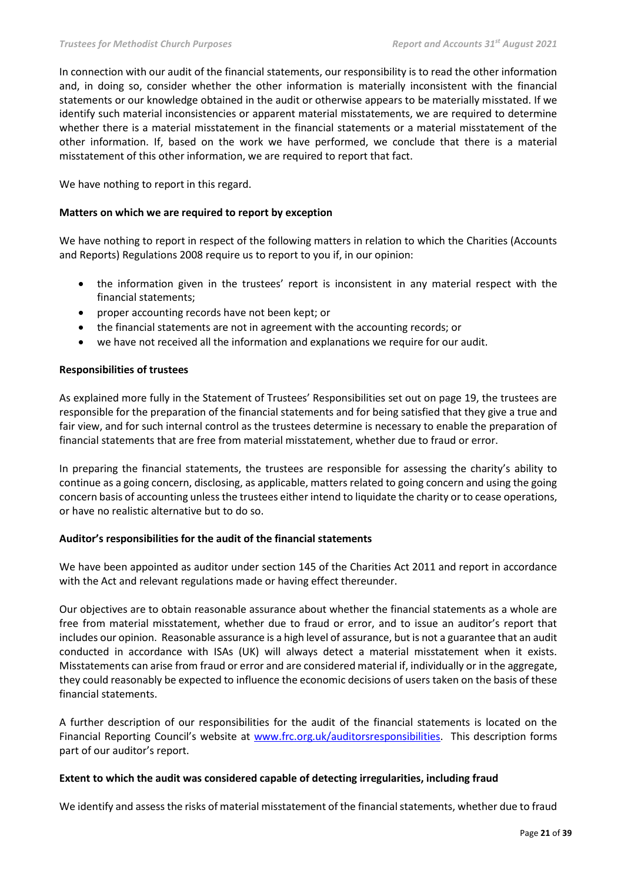In connection with our audit of the financial statements, our responsibility is to read the other information and, in doing so, consider whether the other information is materially inconsistent with the financial statements or our knowledge obtained in the audit or otherwise appears to be materially misstated. If we identify such material inconsistencies or apparent material misstatements, we are required to determine whether there is a material misstatement in the financial statements or a material misstatement of the other information. If, based on the work we have performed, we conclude that there is a material misstatement of this other information, we are required to report that fact.

We have nothing to report in this regard.

**Matters on which we are required to report by exception**

We have nothing to report in respect of the following matters in relation to which the Charities (Accounts and Reports) Regulations 2008 require us to report to you if, in our opinion:

- the information given in the trustees' report is inconsistent in any material respect with the financial statements;
- proper accounting records have not been kept; or
- the financial statements are not in agreement with the accounting records; or
- we have not received all the information and explanations we require for our audit.

**Responsibilities of trustees**

As explained more fully in the Statement of Trustees' Responsibilities set out on page 19, the trustees are responsible for the preparation of the financial statements and for being satisfied that they give a true and fair view, and for such internal control as the trustees determine is necessary to enable the preparation of financial statements that are free from material misstatement, whether due to fraud or error.

In preparing the financial statements, the trustees are responsible for assessing the charity's ability to continue as a going concern, disclosing, as applicable, matters related to going concern and using the going concern basis of accounting unless the trustees either intend to liquidate the charity or to cease operations, or have no realistic alternative but to do so.

**Auditor's responsibilities for the audit of the financial statements**

We have been appointed as auditor under section 145 of the Charities Act 2011 and report in accordance with the Act and relevant regulations made or having effect thereunder.

Our objectives are to obtain reasonable assurance about whether the financial statements as a whole are free from material misstatement, whether due to fraud or error, and to issue an auditor's report that includes our opinion. Reasonable assurance is a high level of assurance, but is not a guarantee that an audit conducted in accordance with ISAs (UK) will always detect a material misstatement when it exists. Misstatements can arise from fraud or error and are considered material if, individually or in the aggregate, they could reasonably be expected to influence the economic decisions of users taken on the basis of these financial statements.

A further description of our responsibilities for the audit of the financial statements is located on the Financial Reporting Council's website at www.frc.org.uk/auditorsresponsibilities. This description forms part of our auditor's report.

**Extent to which the audit was considered capable of detecting irregularities, including fraud**

We identify and assess the risks of material misstatement of the financial statements, whether due to fraud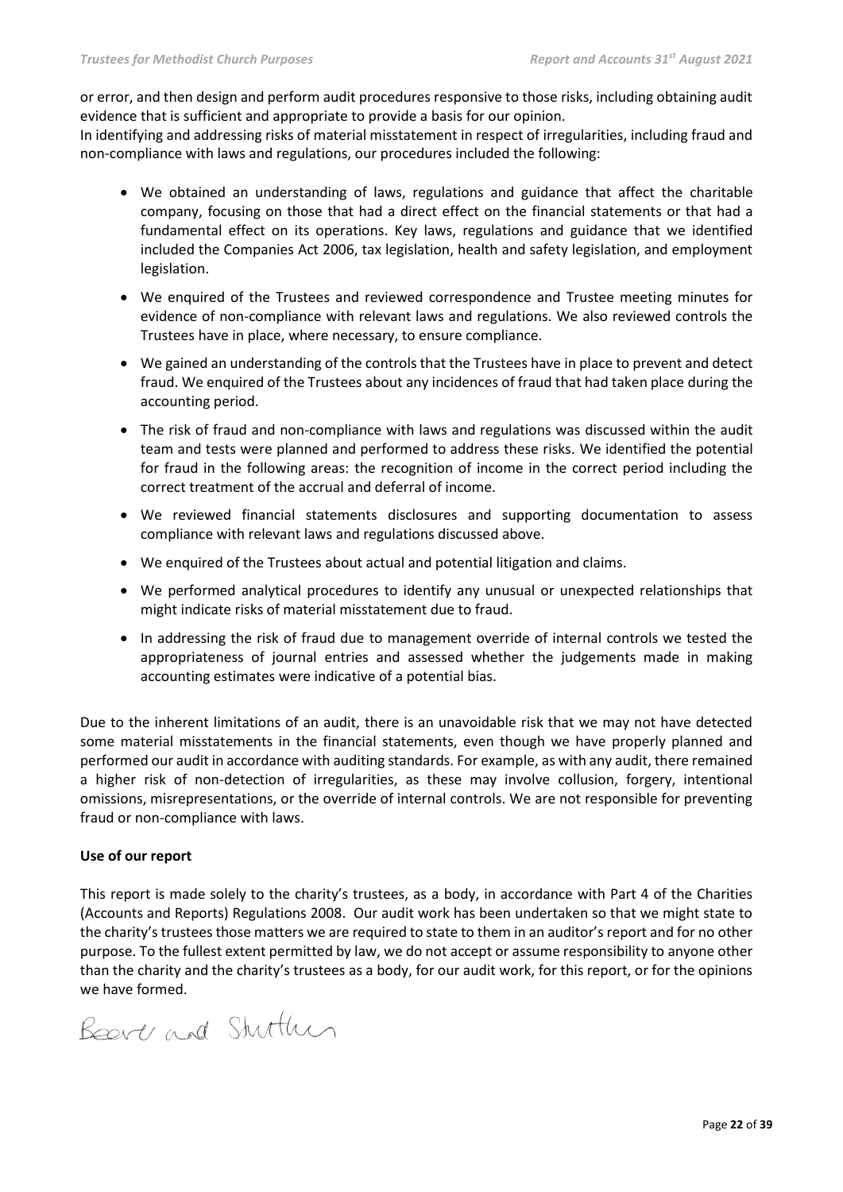or error, and then design and perform audit procedures responsive to those risks, including obtaining audit evidence that is sufficient and appropriate to provide a basis for our opinion.

In identifying and addressing risks of material misstatement in respect of irregularities, including fraud and non-compliance with laws and regulations, our procedures included the following:

- We obtained an understanding of laws, regulations and guidance that affect the charitable company, focusing on those that had a direct effect on the financial statements or that had a fundamental effect on its operations. Key laws, regulations and guidance that we identified included the Companies Act 2006, tax legislation, health and safety legislation, and employment legislation.
- We enquired of the Trustees and reviewed correspondence and Trustee meeting minutes for evidence of non-compliance with relevant laws and regulations. We also reviewed controls the Trustees have in place, where necessary, to ensure compliance.
- We gained an understanding of the controls that the Trustees have in place to prevent and detect fraud. We enquired of the Trustees about any incidences of fraud that had taken place during the accounting period.
- The risk of fraud and non-compliance with laws and regulations was discussed within the audit team and tests were planned and performed to address these risks. We identified the potential for fraud in the following areas: the recognition of income in the correct period including the correct treatment of the accrual and deferral of income.
- We reviewed financial statements disclosures and supporting documentation to assess compliance with relevant laws and regulations discussed above.
- We enquired of the Trustees about actual and potential litigation and claims.
- We performed analytical procedures to identify any unusual or unexpected relationships that might indicate risks of material misstatement due to fraud.
- In addressing the risk of fraud due to management override of internal controls we tested the appropriateness of journal entries and assessed whether the judgements made in making accounting estimates were indicative of a potential bias.

Due to the inherent limitations of an audit, there is an unavoidable risk that we may not have detected some material misstatements in the financial statements, even though we have properly planned and performed our audit in accordance with auditing standards. For example, as with any audit, there remained a higher risk of non-detection of irregularities, as these may involve collusion, forgery, intentional omissions, misrepresentations, or the override of internal controls. We are not responsible for preventing fraud or non-compliance with laws.

**Use of our report**

This report is made solely to the charity's trustees, as a body, in accordance with Part 4 of the Charities (Accounts and Reports) Regulations 2008. Our audit work has been undertaken so that we might state to the charity's trustees those matters we are required to state to them in an auditor's report and for no other purpose. To the fullest extent permitted by law, we do not accept or assume responsibility to anyone other than the charity and the charity's trustees as a body, for our audit work, for this report, or for the opinions we have formed.

Beevers and Struthers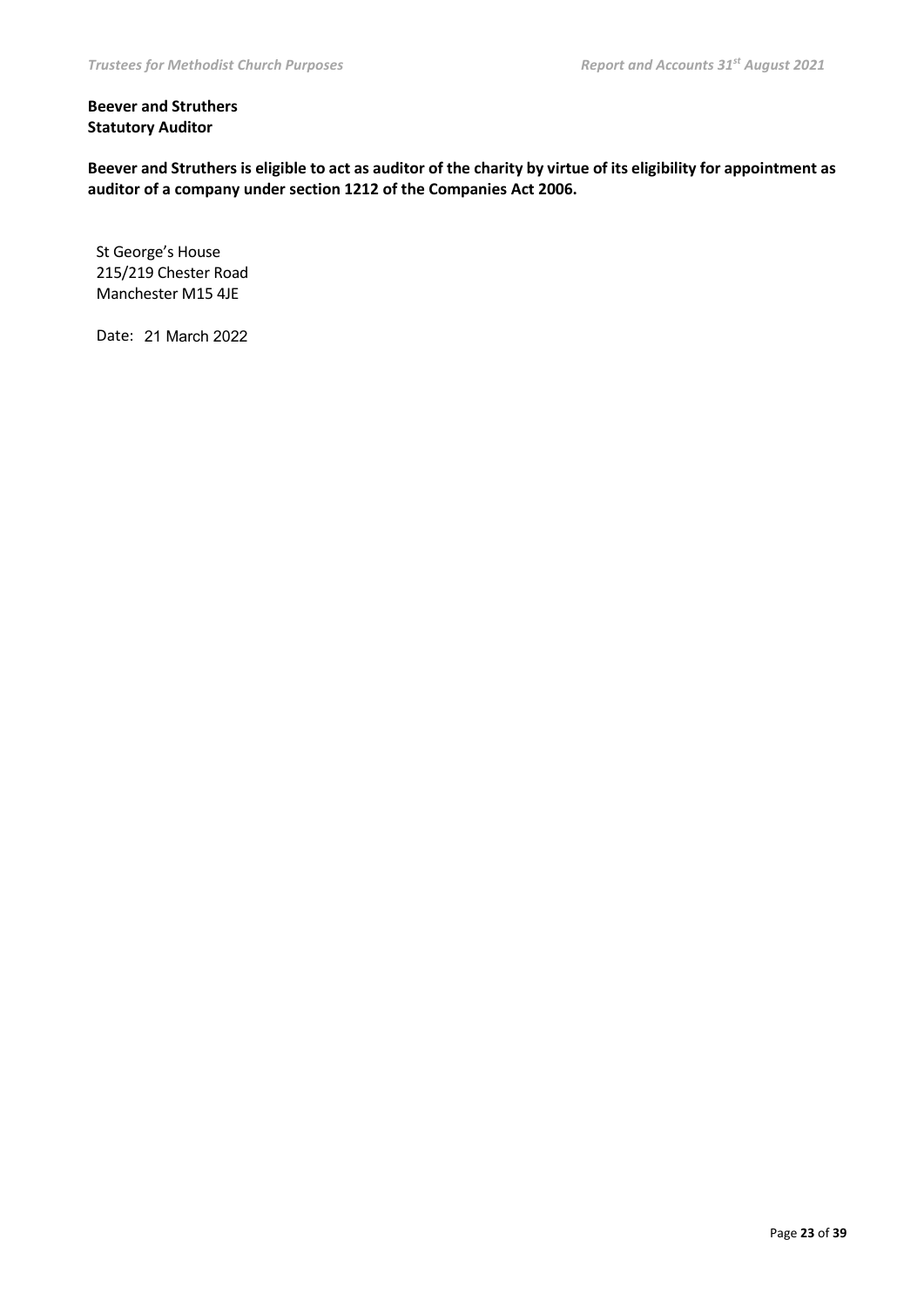**Beever and Struthers**
**Statutory Auditor**

**Beever and Struthers is eligible to act as auditor of the charity by virtue of its eligibility for appointment as auditor of a company under section 1212 of the Companies Act 2006.**

St George's House
215/219 Chester Road
Manchester M15 4JE

Date: 21 March 2022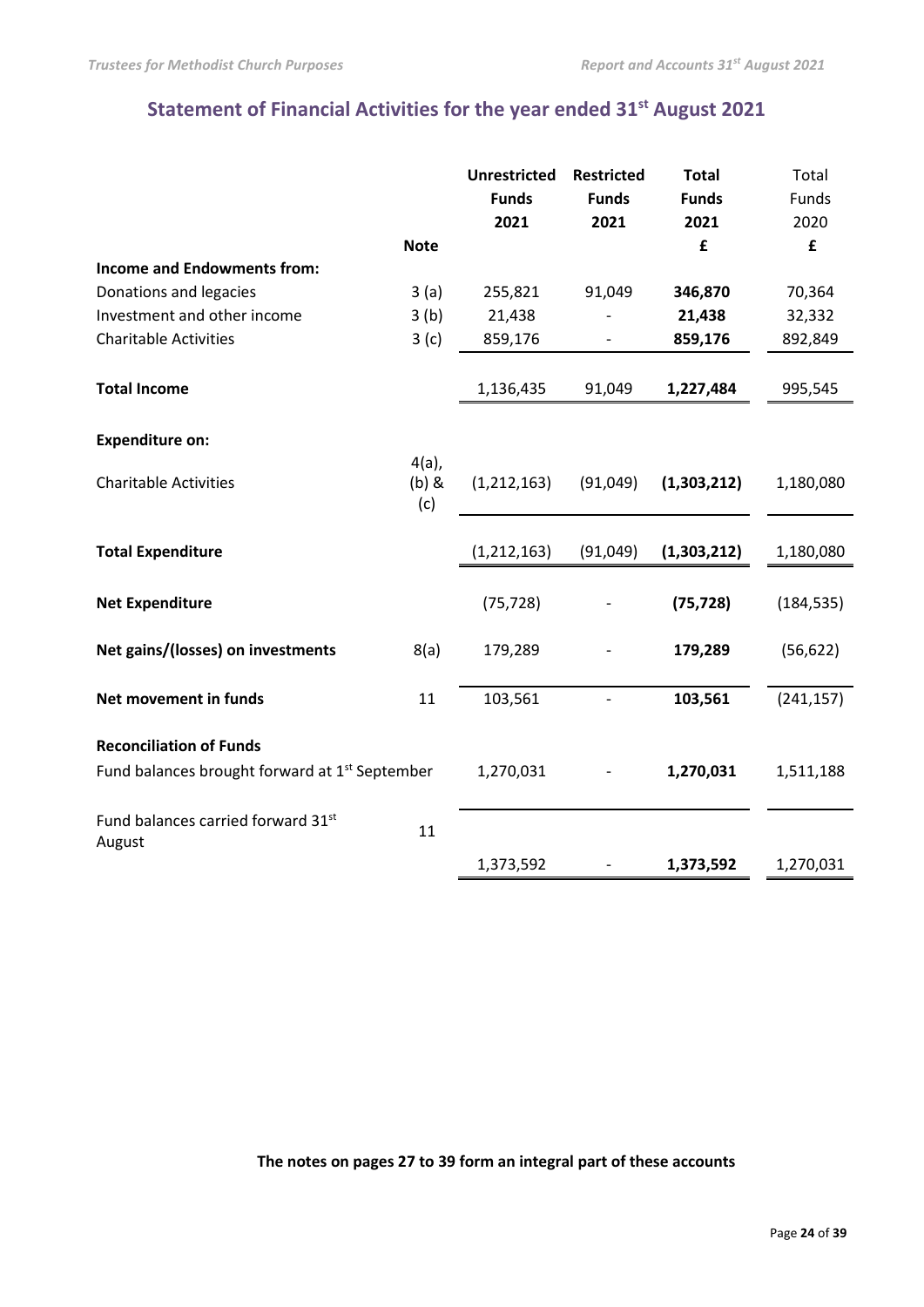## Statement of Financial Activities for the year ended 31st August 2021

| | Note | Unrestricted Funds 2021 | Restricted Funds 2021 | Total Funds 2021 £ | Total Funds 2020 £ |
|---|---|---|---|---|---|
| **Income and Endowments from:** | | | | | |
| Donations and legacies | 3 (a) | 255,821 | 91,049 | **346,870** | 70,364 |
| Investment and other income | 3 (b) | 21,438 | - | **21,438** | 32,332 |
| Charitable Activities | 3 (c) | 859,176 | - | **859,176** | 892,849 |
| **Total Income** | | 1,136,435 | 91,049 | **1,227,484** | 995,545 |
| **Expenditure on:** | | | | | |
| Charitable Activities | 4(a), (b) & (c) | (1,212,163) | (91,049) | **(1,303,212)** | 1,180,080 |
| **Total Expenditure** | | (1,212,163) | (91,049) | **(1,303,212)** | 1,180,080 |
| **Net Expenditure** | | (75,728) | - | **(75,728)** | (184,535) |
| **Net gains/(losses) on investments** | 8(a) | 179,289 | - | **179,289** | (56,622) |
| **Net movement in funds** | 11 | 103,561 | - | **103,561** | (241,157) |
| **Reconciliation of Funds** | | | | | |
| Fund balances brought forward at 1st September | | 1,270,031 | - | **1,270,031** | 1,511,188 |
| Fund balances carried forward 31st August | 11 | 1,373,592 | - | **1,373,592** | 1,270,031 |

**The notes on pages 27 to 39 form an integral part of these accounts**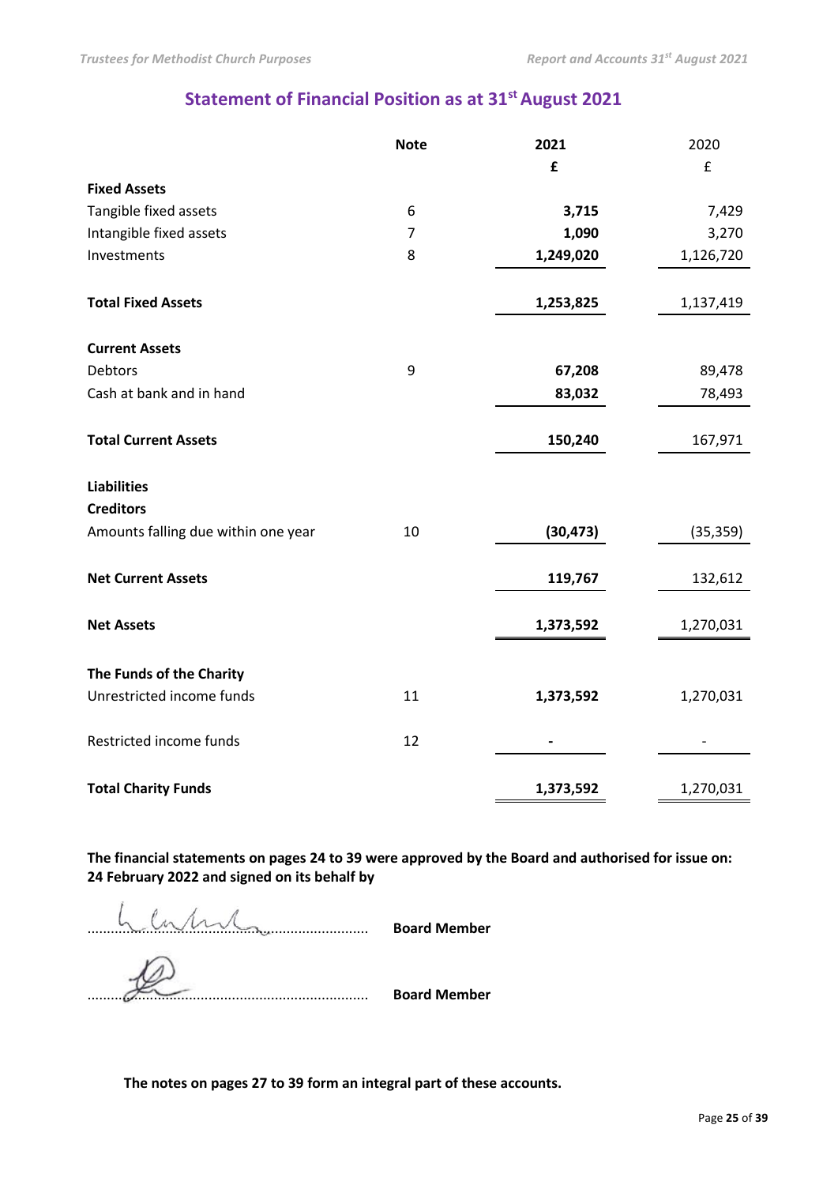## Statement of Financial Position as at 31st August 2021

| | Note | 2021 | 2020 |
|---|---|---|---|
| | | **£** | £ |
| **Fixed Assets** | | | |
| Tangible fixed assets | 6 | **3,715** | 7,429 |
| Intangible fixed assets | 7 | **1,090** | 3,270 |
| Investments | 8 | **1,249,020** | 1,126,720 |
| **Total Fixed Assets** | | **1,253,825** | 1,137,419 |
| **Current Assets** | | | |
| Debtors | 9 | **67,208** | 89,478 |
| Cash at bank and in hand | | **83,032** | 78,493 |
| **Total Current Assets** | | **150,240** | 167,971 |
| **Liabilities** | | | |
| **Creditors** | | | |
| Amounts falling due within one year | 10 | **(30,473)** | (35,359) |
| **Net Current Assets** | | **119,767** | 132,612 |
| **Net Assets** | | **1,373,592** | 1,270,031 |
| **The Funds of the Charity** | | | |
| Unrestricted income funds | 11 | **1,373,592** | 1,270,031 |
| Restricted income funds | 12 | **-** | - |
| **Total Charity Funds** | | **1,373,592** | 1,270,031 |

**The financial statements on pages 24 to 39 were approved by the Board and authorised for issue on: 24 February 2022 and signed on its behalf by**

........................................................ **Board Member**

........................................................ **Board Member**

**The notes on pages 27 to 39 form an integral part of these accounts.**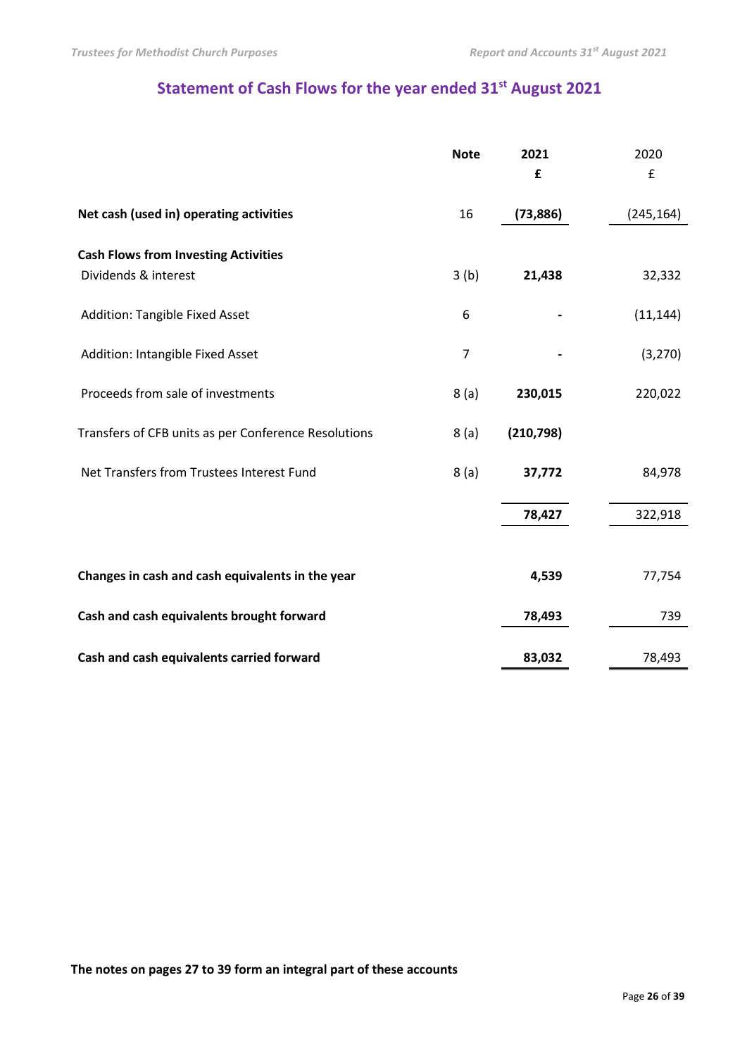# Statement of Cash Flows for the year ended 31st August 2021

| | Note | 2021<br>£ | 2020<br>£ |
|---|---|---|---|
| **Net cash (used in) operating activities** | 16 | **(73,886)** | (245,164) |
| **Cash Flows from Investing Activities** | | | |
| Dividends & interest | 3 (b) | **21,438** | 32,332 |
| Addition: Tangible Fixed Asset | 6 | **-** | (11,144) |
| Addition: Intangible Fixed Asset | 7 | **-** | (3,270) |
| Proceeds from sale of investments | 8 (a) | **230,015** | 220,022 |
| Transfers of CFB units as per Conference Resolutions | 8 (a) | **(210,798)** | |
| Net Transfers from Trustees Interest Fund | 8 (a) | **37,772** | 84,978 |
| | | **78,427** | 322,918 |
| **Changes in cash and cash equivalents in the year** | | **4,539** | 77,754 |
| **Cash and cash equivalents brought forward** | | **78,493** | 739 |
| **Cash and cash equivalents carried forward** | | **83,032** | 78,493 |

**The notes on pages 27 to 39 form an integral part of these accounts**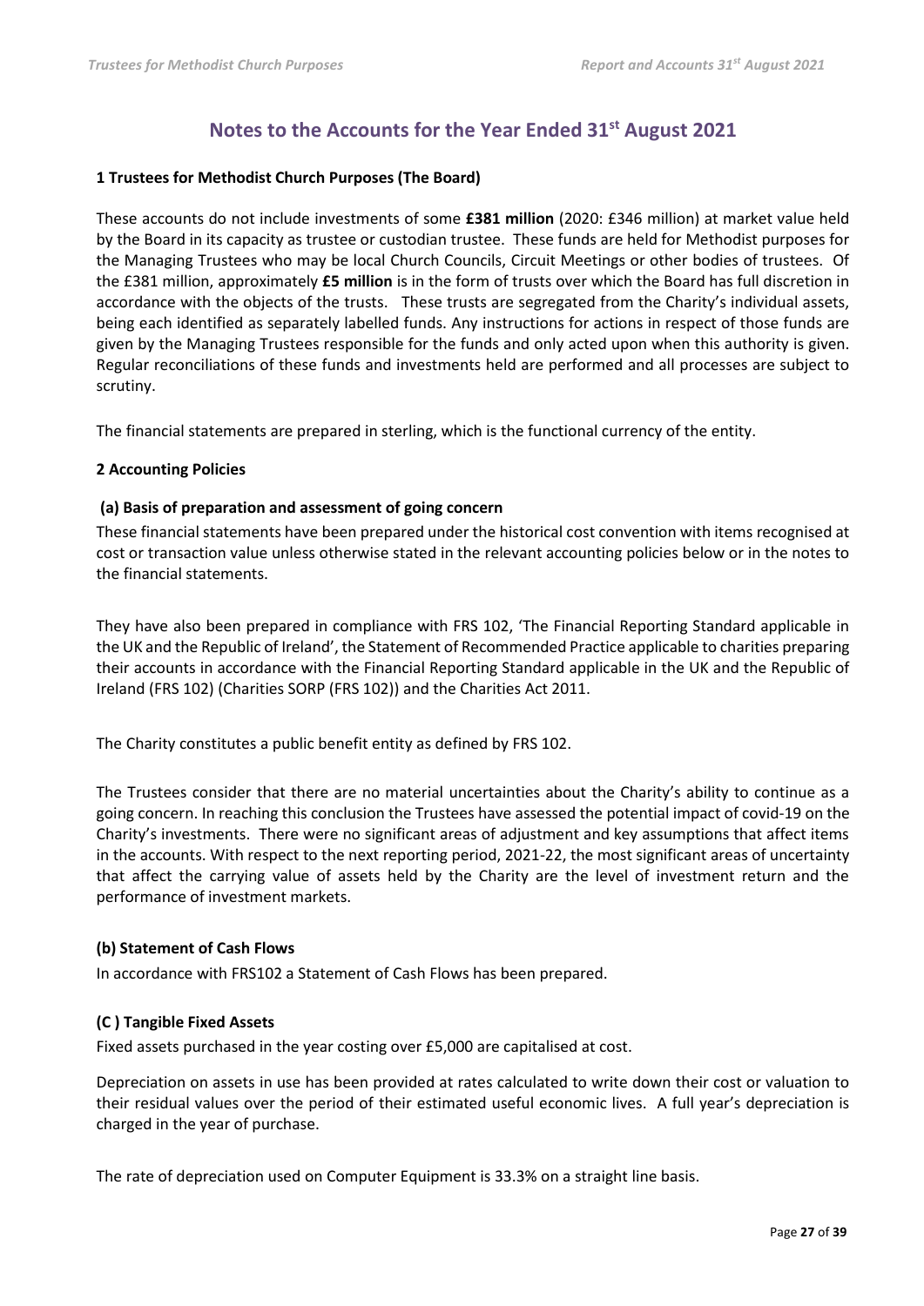# Notes to the Accounts for the Year Ended 31st August 2021

### 1 Trustees for Methodist Church Purposes (The Board)

These accounts do not include investments of some **£381 million** (2020: £346 million) at market value held by the Board in its capacity as trustee or custodian trustee. These funds are held for Methodist purposes for the Managing Trustees who may be local Church Councils, Circuit Meetings or other bodies of trustees. Of the £381 million, approximately **£5 million** is in the form of trusts over which the Board has full discretion in accordance with the objects of the trusts. These trusts are segregated from the Charity's individual assets, being each identified as separately labelled funds. Any instructions for actions in respect of those funds are given by the Managing Trustees responsible for the funds and only acted upon when this authority is given. Regular reconciliations of these funds and investments held are performed and all processes are subject to scrutiny.

The financial statements are prepared in sterling, which is the functional currency of the entity.

### 2 Accounting Policies

#### (a) Basis of preparation and assessment of going concern

These financial statements have been prepared under the historical cost convention with items recognised at cost or transaction value unless otherwise stated in the relevant accounting policies below or in the notes to the financial statements.

They have also been prepared in compliance with FRS 102, 'The Financial Reporting Standard applicable in the UK and the Republic of Ireland', the Statement of Recommended Practice applicable to charities preparing their accounts in accordance with the Financial Reporting Standard applicable in the UK and the Republic of Ireland (FRS 102) (Charities SORP (FRS 102)) and the Charities Act 2011.

The Charity constitutes a public benefit entity as defined by FRS 102.

The Trustees consider that there are no material uncertainties about the Charity's ability to continue as a going concern. In reaching this conclusion the Trustees have assessed the potential impact of covid-19 on the Charity's investments. There were no significant areas of adjustment and key assumptions that affect items in the accounts. With respect to the next reporting period, 2021-22, the most significant areas of uncertainty that affect the carrying value of assets held by the Charity are the level of investment return and the performance of investment markets.

#### (b) Statement of Cash Flows

In accordance with FRS102 a Statement of Cash Flows has been prepared.

#### (C ) Tangible Fixed Assets

Fixed assets purchased in the year costing over £5,000 are capitalised at cost.

Depreciation on assets in use has been provided at rates calculated to write down their cost or valuation to their residual values over the period of their estimated useful economic lives. A full year's depreciation is charged in the year of purchase.

The rate of depreciation used on Computer Equipment is 33.3% on a straight line basis.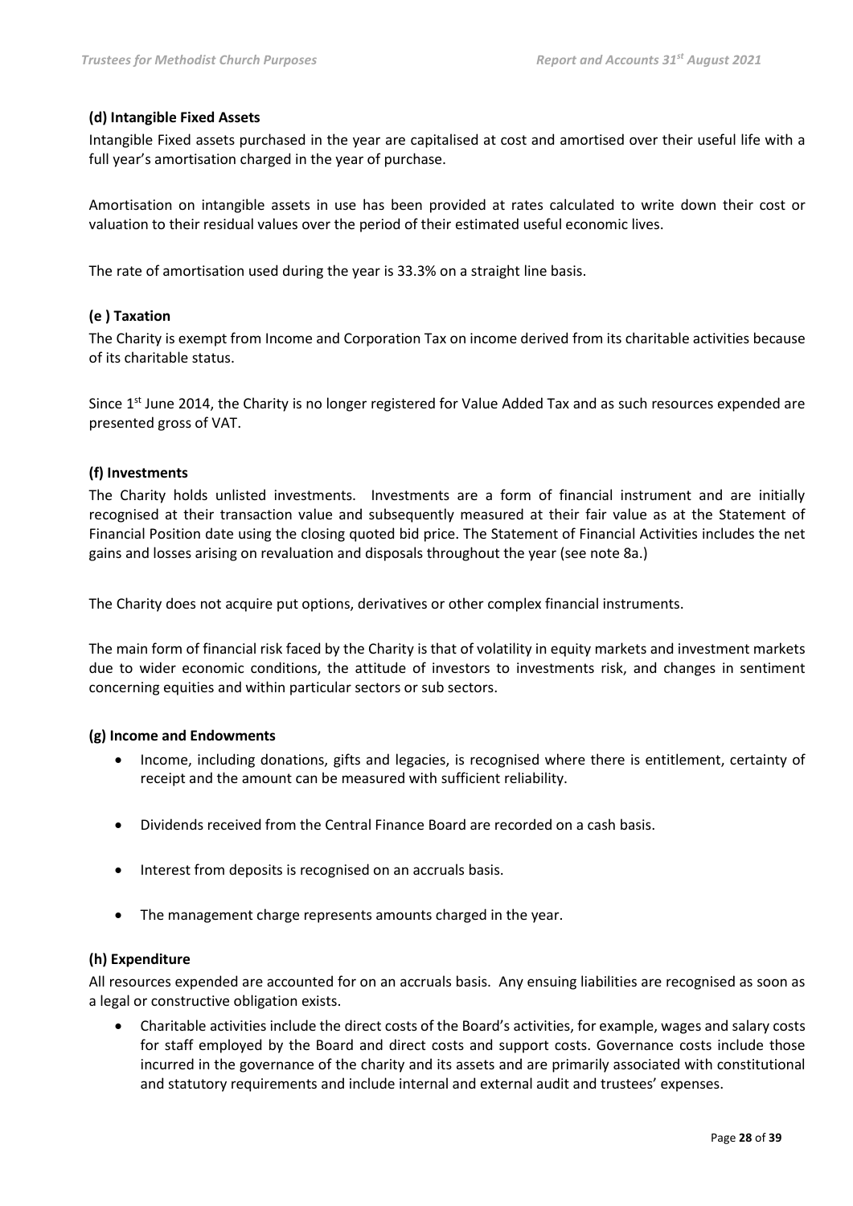### (d) Intangible Fixed Assets

Intangible Fixed assets purchased in the year are capitalised at cost and amortised over their useful life with a full year's amortisation charged in the year of purchase.

Amortisation on intangible assets in use has been provided at rates calculated to write down their cost or valuation to their residual values over the period of their estimated useful economic lives.

The rate of amortisation used during the year is 33.3% on a straight line basis.

### (e ) Taxation

The Charity is exempt from Income and Corporation Tax on income derived from its charitable activities because of its charitable status.

Since 1st June 2014, the Charity is no longer registered for Value Added Tax and as such resources expended are presented gross of VAT.

### (f) Investments

The Charity holds unlisted investments. Investments are a form of financial instrument and are initially recognised at their transaction value and subsequently measured at their fair value as at the Statement of Financial Position date using the closing quoted bid price. The Statement of Financial Activities includes the net gains and losses arising on revaluation and disposals throughout the year (see note 8a.)

The Charity does not acquire put options, derivatives or other complex financial instruments.

The main form of financial risk faced by the Charity is that of volatility in equity markets and investment markets due to wider economic conditions, the attitude of investors to investments risk, and changes in sentiment concerning equities and within particular sectors or sub sectors.

### (g) Income and Endowments

- Income, including donations, gifts and legacies, is recognised where there is entitlement, certainty of receipt and the amount can be measured with sufficient reliability.
- Dividends received from the Central Finance Board are recorded on a cash basis.
- Interest from deposits is recognised on an accruals basis.
- The management charge represents amounts charged in the year.

### (h) Expenditure

All resources expended are accounted for on an accruals basis. Any ensuing liabilities are recognised as soon as a legal or constructive obligation exists.

- Charitable activities include the direct costs of the Board's activities, for example, wages and salary costs for staff employed by the Board and direct costs and support costs. Governance costs include those incurred in the governance of the charity and its assets and are primarily associated with constitutional and statutory requirements and include internal and external audit and trustees' expenses.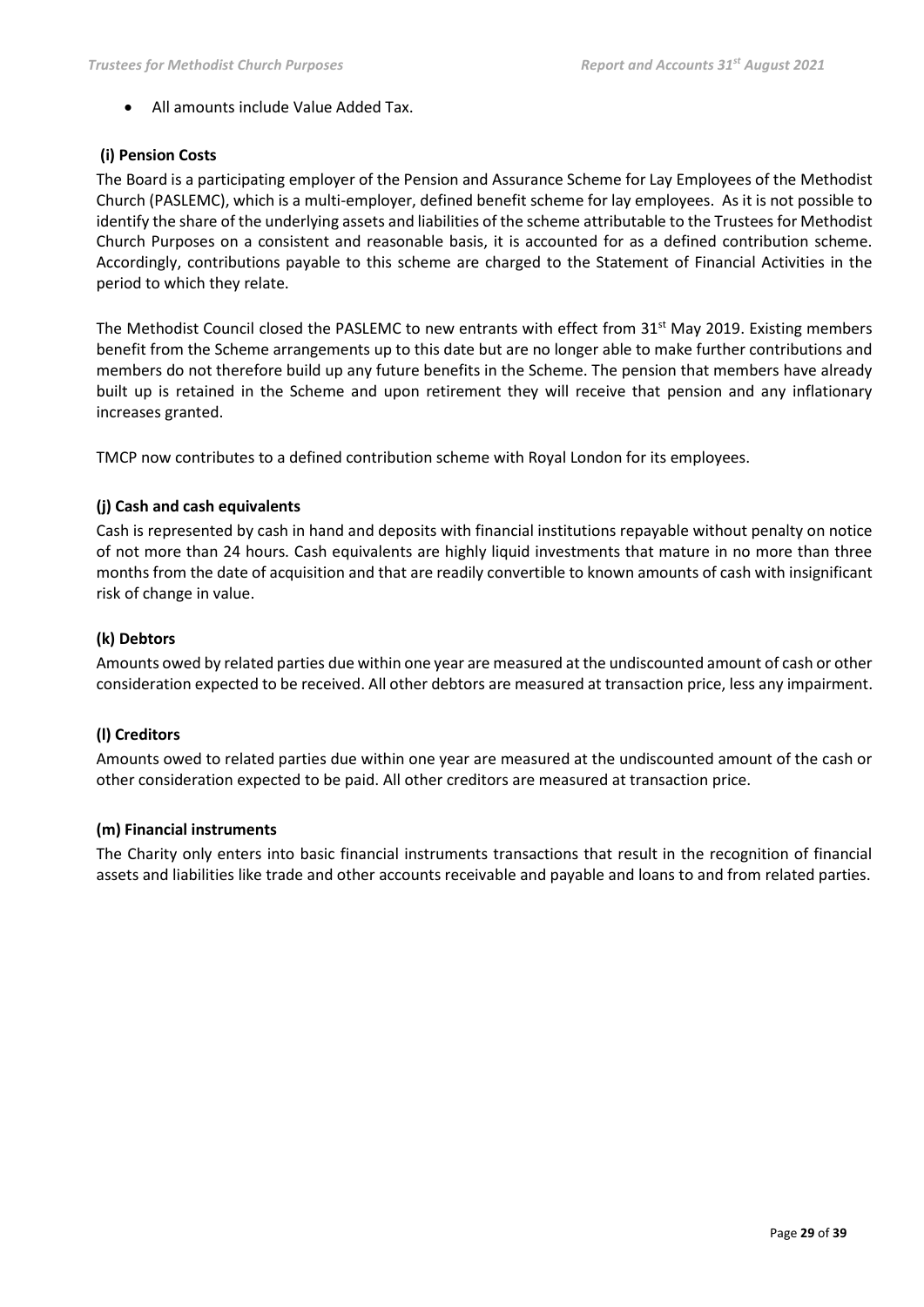- All amounts include Value Added Tax.

### (i) Pension Costs

The Board is a participating employer of the Pension and Assurance Scheme for Lay Employees of the Methodist Church (PASLEMC), which is a multi-employer, defined benefit scheme for lay employees. As it is not possible to identify the share of the underlying assets and liabilities of the scheme attributable to the Trustees for Methodist Church Purposes on a consistent and reasonable basis, it is accounted for as a defined contribution scheme. Accordingly, contributions payable to this scheme are charged to the Statement of Financial Activities in the period to which they relate.

The Methodist Council closed the PASLEMC to new entrants with effect from 31st May 2019. Existing members benefit from the Scheme arrangements up to this date but are no longer able to make further contributions and members do not therefore build up any future benefits in the Scheme. The pension that members have already built up is retained in the Scheme and upon retirement they will receive that pension and any inflationary increases granted.

TMCP now contributes to a defined contribution scheme with Royal London for its employees.

### (j) Cash and cash equivalents

Cash is represented by cash in hand and deposits with financial institutions repayable without penalty on notice of not more than 24 hours. Cash equivalents are highly liquid investments that mature in no more than three months from the date of acquisition and that are readily convertible to known amounts of cash with insignificant risk of change in value.

### (k) Debtors

Amounts owed by related parties due within one year are measured at the undiscounted amount of cash or other consideration expected to be received. All other debtors are measured at transaction price, less any impairment.

### (l) Creditors

Amounts owed to related parties due within one year are measured at the undiscounted amount of the cash or other consideration expected to be paid. All other creditors are measured at transaction price.

### (m) Financial instruments

The Charity only enters into basic financial instruments transactions that result in the recognition of financial assets and liabilities like trade and other accounts receivable and payable and loans to and from related parties.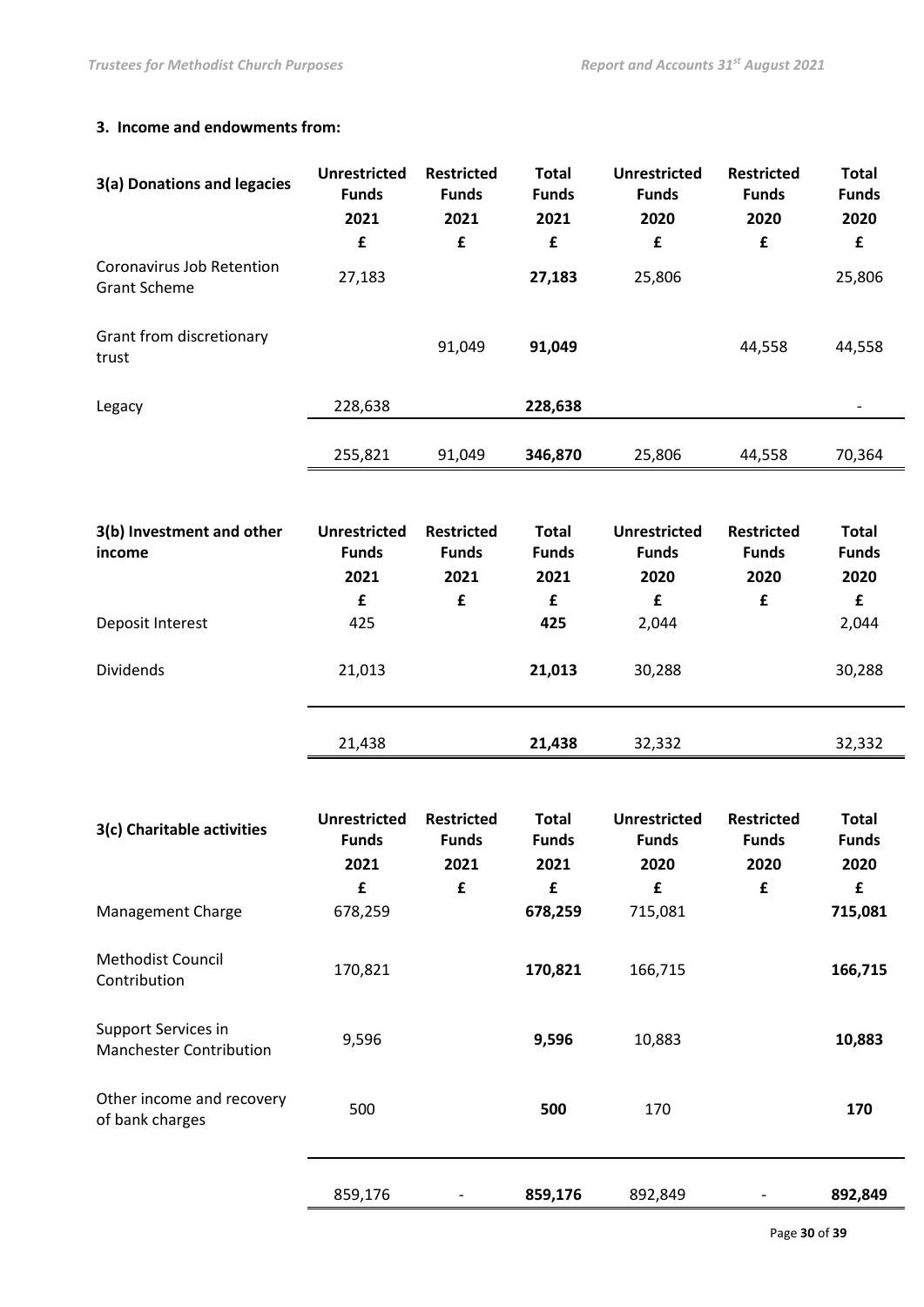### 3. Income and endowments from:

| 3(a) Donations and legacies | Unrestricted Funds 2021 | Restricted Funds 2021 | Total Funds 2021 | Unrestricted Funds 2020 | Restricted Funds 2020 | Total Funds 2020 |
|---|---|---|---|---|---|---|
| | £ | £ | £ | £ | £ | £ |
| Coronavirus Job Retention Grant Scheme | 27,183 | | **27,183** | 25,806 | | 25,806 |
| Grant from discretionary trust | | 91,049 | **91,049** | | 44,558 | 44,558 |
| Legacy | 228,638 | | **228,638** | | | - |
| | 255,821 | 91,049 | **346,870** | 25,806 | 44,558 | 70,364 |

| 3(b) Investment and other income | Unrestricted Funds 2021 | Restricted Funds 2021 | Total Funds 2021 | Unrestricted Funds 2020 | Restricted Funds 2020 | Total Funds 2020 |
|---|---|---|---|---|---|---|
| | £ | £ | £ | £ | £ | £ |
| Deposit Interest | 425 | | **425** | 2,044 | | 2,044 |
| Dividends | 21,013 | | **21,013** | 30,288 | | 30,288 |
| | 21,438 | | **21,438** | 32,332 | | 32,332 |

| 3(c) Charitable activities | Unrestricted Funds 2021 | Restricted Funds 2021 | Total Funds 2021 | Unrestricted Funds 2020 | Restricted Funds 2020 | Total Funds 2020 |
|---|---|---|---|---|---|---|
| | £ | £ | £ | £ | £ | £ |
| Management Charge | 678,259 | | **678,259** | 715,081 | | **715,081** |
| Methodist Council Contribution | 170,821 | | **170,821** | 166,715 | | **166,715** |
| Support Services in Manchester Contribution | 9,596 | | **9,596** | 10,883 | | **10,883** |
| Other income and recovery of bank charges | 500 | | **500** | 170 | | **170** |
| | 859,176 | - | **859,176** | 892,849 | - | **892,849** |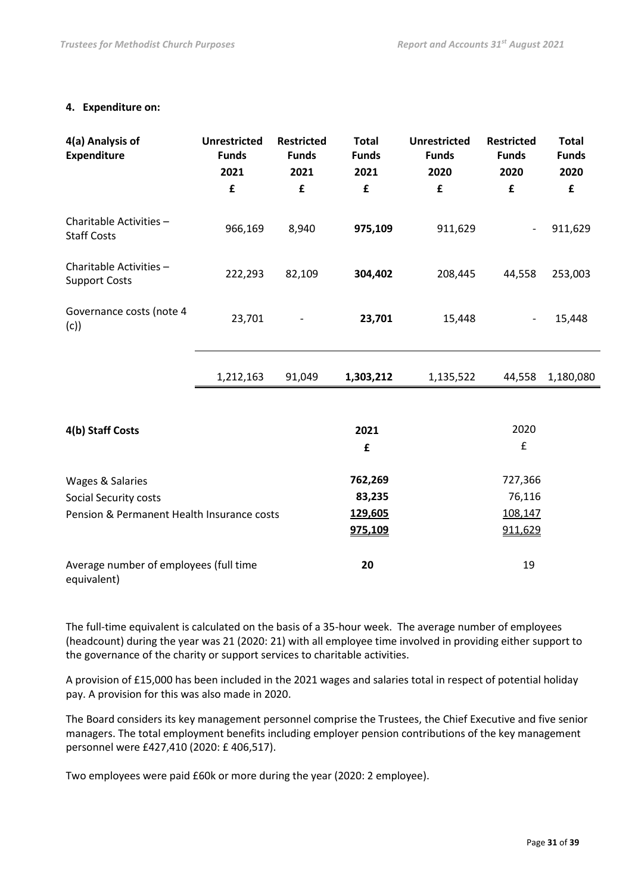#### 4. Expenditure on:

| 4(a) Analysis of Expenditure | Unrestricted Funds 2021 £ | Restricted Funds 2021 £ | Total Funds 2021 £ | Unrestricted Funds 2020 £ | Restricted Funds 2020 £ | Total Funds 2020 £ |
|---|---|---|---|---|---|---|
| Charitable Activities – Staff Costs | 966,169 | 8,940 | **975,109** | 911,629 | - | 911,629 |
| Charitable Activities – Support Costs | 222,293 | 82,109 | **304,402** | 208,445 | 44,558 | 253,003 |
| Governance costs (note 4 (c)) | 23,701 | - | **23,701** | 15,448 | - | 15,448 |
| | 1,212,163 | 91,049 | **1,303,212** | 1,135,522 | 44,558 | 1,180,080 |

| 4(b) Staff Costs | 2021 £ | 2020 £ |
|---|---|---|
| Wages & Salaries | **762,269** | 727,366 |
| Social Security costs | **83,235** | 76,116 |
| Pension & Permanent Health Insurance costs | **129,605** | 108,147 |
| | **975,109** | 911,629 |
| Average number of employees (full time equivalent) | **20** | 19 |

The full-time equivalent is calculated on the basis of a 35-hour week. The average number of employees (headcount) during the year was 21 (2020: 21) with all employee time involved in providing either support to the governance of the charity or support services to charitable activities.

A provision of £15,000 has been included in the 2021 wages and salaries total in respect of potential holiday pay. A provision for this was also made in 2020.

The Board considers its key management personnel comprise the Trustees, the Chief Executive and five senior managers. The total employment benefits including employer pension contributions of the key management personnel were £427,410 (2020: £ 406,517).

Two employees were paid £60k or more during the year (2020: 2 employee).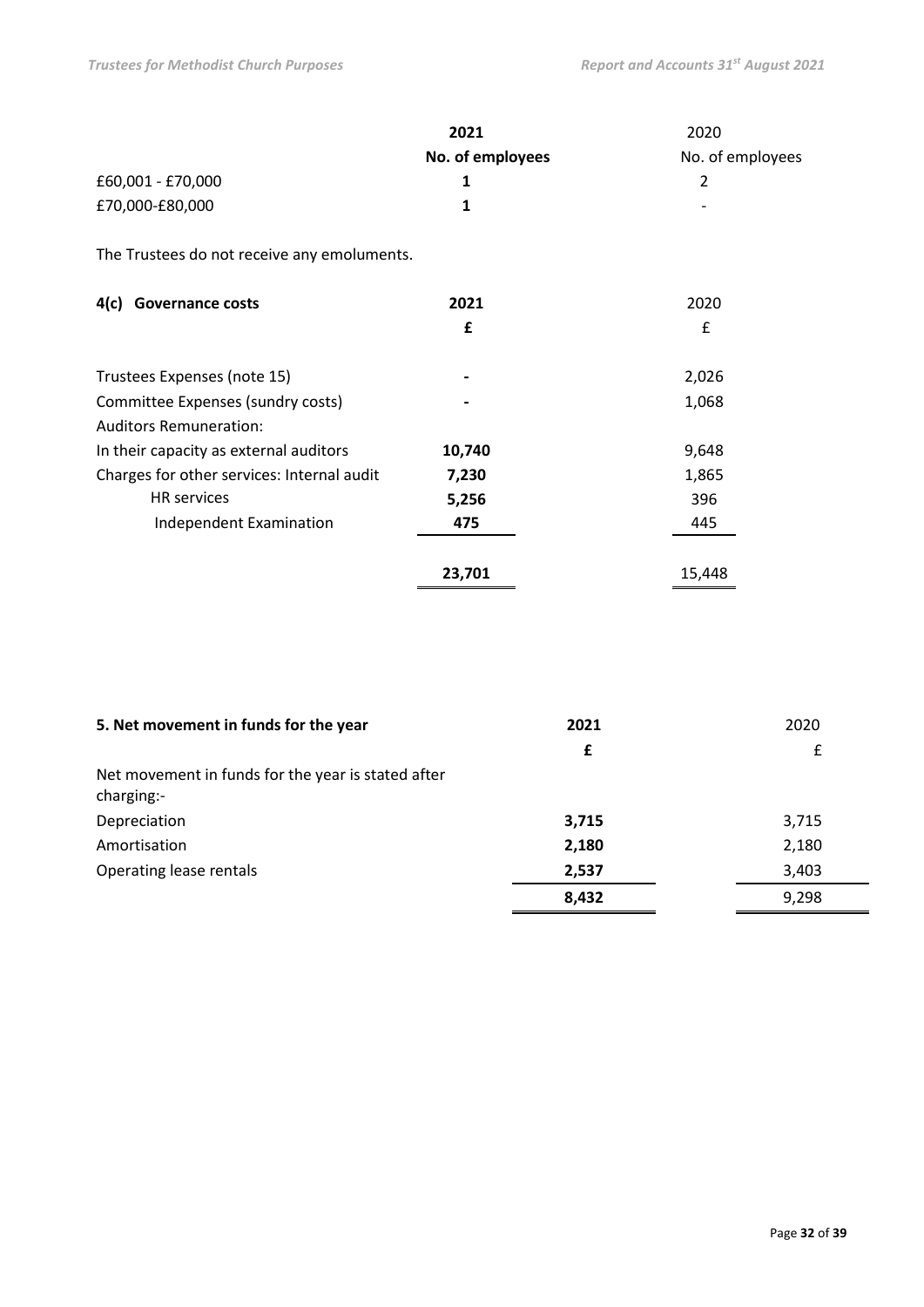| | 2021 | 2020 |
|---|---|---|
| | **No. of employees** | No. of employees |
| £60,001 - £70,000 | **1** | 2 |
| £70,000-£80,000 | **1** | - |

The Trustees do not receive any emoluments.

| **4(c) Governance costs** | **2021** | 2020 |
|---|---|---|
| | **£** | £ |
| Trustees Expenses (note 15) | **-** | 2,026 |
| Committee Expenses (sundry costs) | **-** | 1,068 |
| Auditors Remuneration: | | |
| In their capacity as external auditors | **10,740** | 9,648 |
| Charges for other services: Internal audit | **7,230** | 1,865 |
| HR services | **5,256** | 396 |
| Independent Examination | **475** | 445 |
| | **23,701** | 15,448 |

| **5. Net movement in funds for the year** | **2021** | 2020 |
|---|---|---|
| | **£** | £ |
| Net movement in funds for the year is stated after charging:- | | |
| Depreciation | **3,715** | 3,715 |
| Amortisation | **2,180** | 2,180 |
| Operating lease rentals | **2,537** | 3,403 |
| | **8,432** | 9,298 |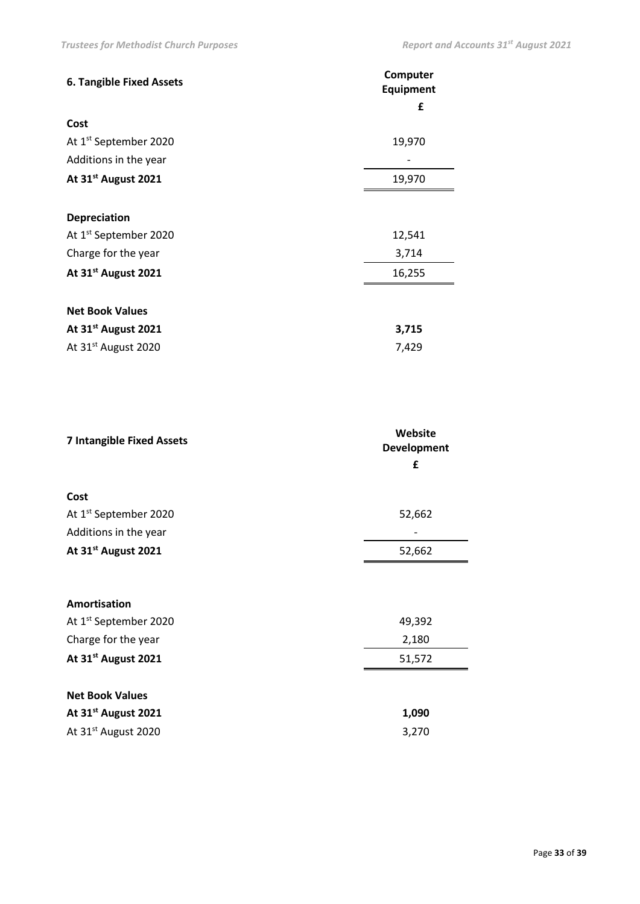## 6. Tangible Fixed Assets

| | Computer Equipment |
|---|---|
| | **£** |
| **Cost** | |
| At 1st September 2020 | 19,970 |
| Additions in the year | - |
| **At 31st August 2021** | 19,970 |
| | |
| **Depreciation** | |
| At 1st September 2020 | 12,541 |
| Charge for the year | 3,714 |
| **At 31st August 2021** | 16,255 |
| | |
| **Net Book Values** | |
| **At 31st August 2021** | **3,715** |
| At 31st August 2020 | 7,429 |

## 7 Intangible Fixed Assets

| | Website Development |
|---|---|
| | **£** |
| **Cost** | |
| At 1st September 2020 | 52,662 |
| Additions in the year | - |
| **At 31st August 2021** | 52,662 |
| | |
| **Amortisation** | |
| At 1st September 2020 | 49,392 |
| Charge for the year | 2,180 |
| **At 31st August 2021** | 51,572 |
| | |
| **Net Book Values** | |
| **At 31st August 2021** | **1,090** |
| At 31st August 2020 | 3,270 |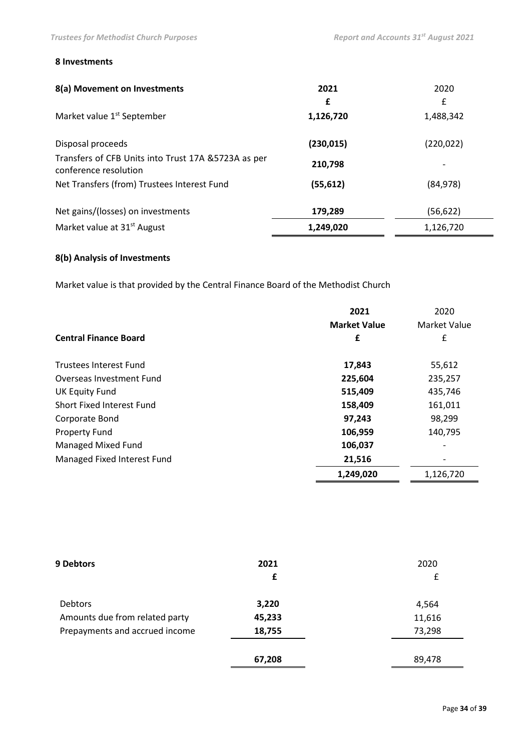## 8 Investments

### 8(a) Movement on Investments

| | 2021 | 2020 |
|---|---|---|
| | £ | £ |
| Market value 1st September | **1,126,720** | 1,488,342 |
| Disposal proceeds | **(230,015)** | (220,022) |
| Transfers of CFB Units into Trust 17A &5723A as per conference resolution | **210,798** | - |
| Net Transfers (from) Trustees Interest Fund | **(55,612)** | (84,978) |
| Net gains/(losses) on investments | **179,289** | (56,622) |
| Market value at 31st August | **1,249,020** | 1,126,720 |

### 8(b) Analysis of Investments

Market value is that provided by the Central Finance Board of the Methodist Church

| Central Finance Board | 2021 Market Value £ | 2020 Market Value £ |
|---|---|---|
| Trustees Interest Fund | **17,843** | 55,612 |
| Overseas Investment Fund | **225,604** | 235,257 |
| UK Equity Fund | **515,409** | 435,746 |
| Short Fixed Interest Fund | **158,409** | 161,011 |
| Corporate Bond | **97,243** | 98,299 |
| Property Fund | **106,959** | 140,795 |
| Managed Mixed Fund | **106,037** | - |
| Managed Fixed Interest Fund | **21,516** | - |
| | **1,249,020** | 1,126,720 |

## 9 Debtors

| | 2021 | 2020 |
|---|---|---|
| | £ | £ |
| Debtors | **3,220** | 4,564 |
| Amounts due from related party | **45,233** | 11,616 |
| Prepayments and accrued income | **18,755** | 73,298 |
| | **67,208** | 89,478 |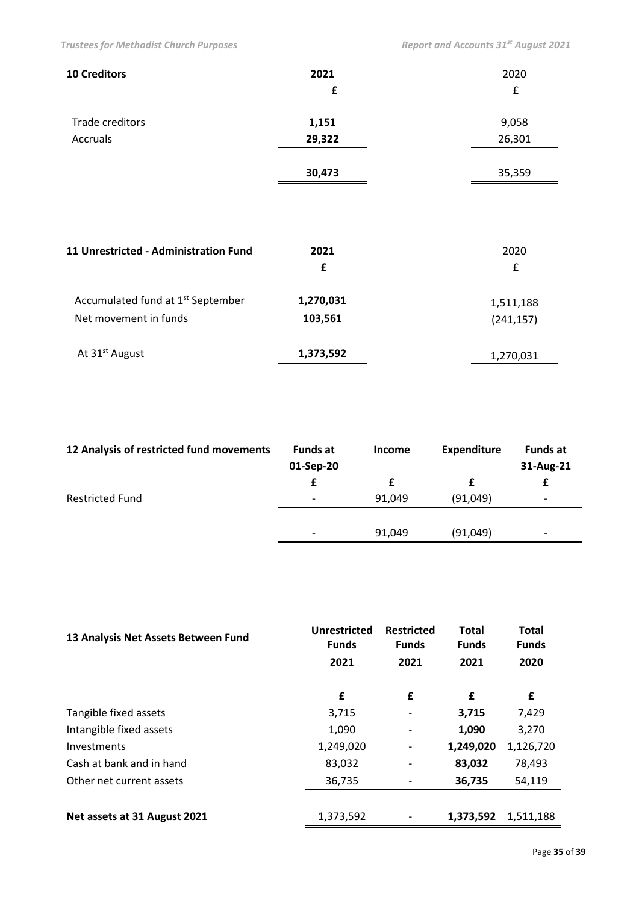| 10 Creditors | 2021 | 2020 |
|---|---|---|
| | £ | £ |
| Trade creditors | 1,151 | 9,058 |
| Accruals | 29,322 | 26,301 |
| | 30,473 | 35,359 |

| 11 Unrestricted - Administration Fund | 2021 | 2020 |
|---|---|---|
| | £ | £ |
| Accumulated fund at 1st September | 1,270,031 | 1,511,188 |
| Net movement in funds | 103,561 | (241,157) |
| At 31st August | 1,373,592 | 1,270,031 |

| 12 Analysis of restricted fund movements | Funds at 01-Sep-20 | Income | Expenditure | Funds at 31-Aug-21 |
|---|---|---|---|---|
| | £ | £ | £ | £ |
| Restricted Fund | - | 91,049 | (91,049) | - |
| | - | 91,049 | (91,049) | - |

| 13 Analysis Net Assets Between Fund | Unrestricted Funds 2021 | Restricted Funds 2021 | Total Funds 2021 | Total Funds 2020 |
|---|---|---|---|---|
| | £ | £ | £ | £ |
| Tangible fixed assets | 3,715 | - | 3,715 | 7,429 |
| Intangible fixed assets | 1,090 | - | 1,090 | 3,270 |
| Investments | 1,249,020 | - | 1,249,020 | 1,126,720 |
| Cash at bank and in hand | 83,032 | - | 83,032 | 78,493 |
| Other net current assets | 36,735 | - | 36,735 | 54,119 |
| **Net assets at 31 August 2021** | 1,373,592 | - | 1,373,592 | 1,511,188 |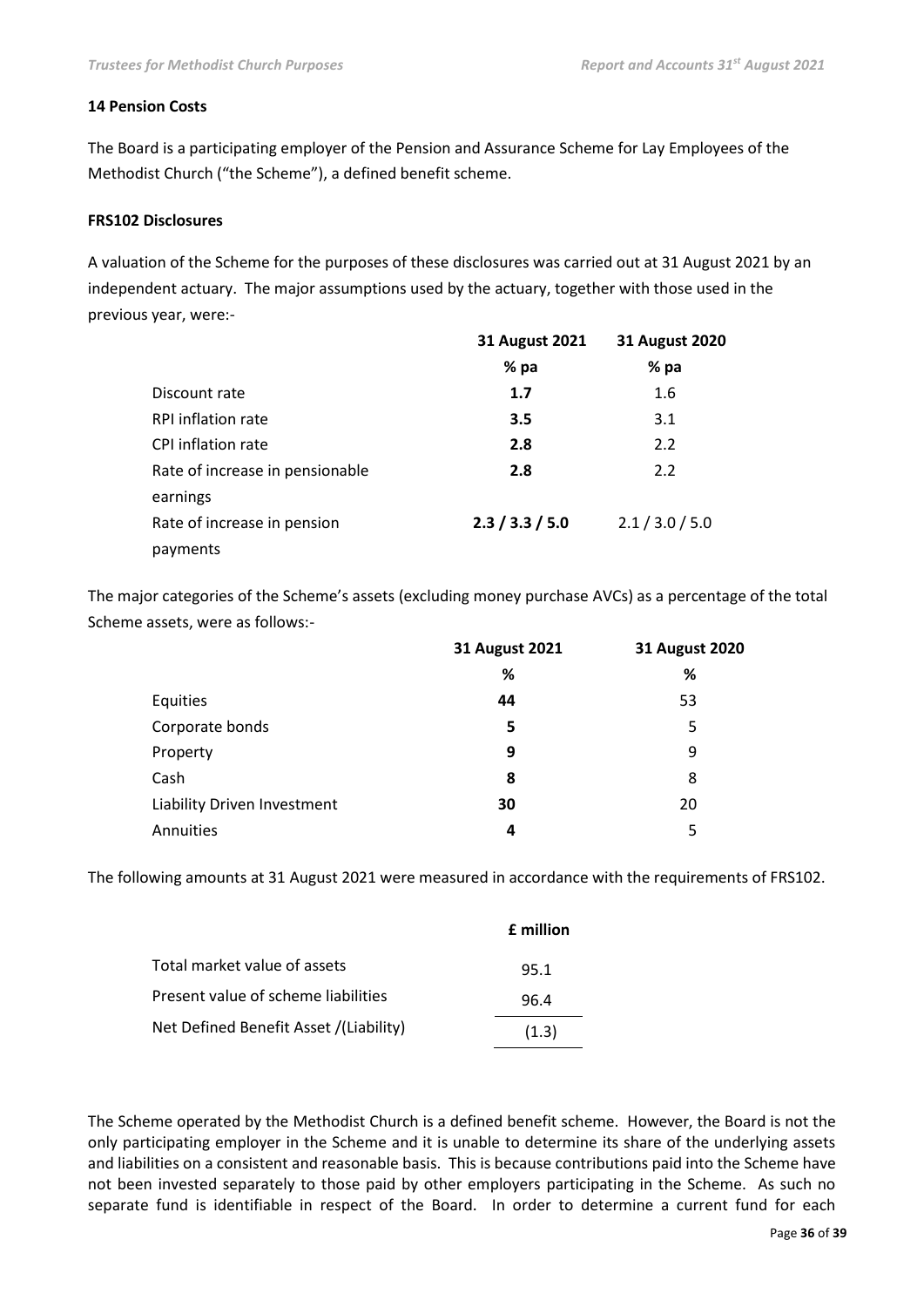**14 Pension Costs**

The Board is a participating employer of the Pension and Assurance Scheme for Lay Employees of the Methodist Church ("the Scheme"), a defined benefit scheme.

**FRS102 Disclosures**

A valuation of the Scheme for the purposes of these disclosures was carried out at 31 August 2021 by an independent actuary. The major assumptions used by the actuary, together with those used in the previous year, were:-

| | **31 August 2021** | **31 August 2020** |
|---|---|---|
| | **% pa** | **% pa** |
| Discount rate | **1.7** | 1.6 |
| RPI inflation rate | **3.5** | 3.1 |
| CPI inflation rate | **2.8** | 2.2 |
| Rate of increase in pensionable earnings | **2.8** | 2.2 |
| Rate of increase in pension payments | **2.3 / 3.3 / 5.0** | 2.1 / 3.0 / 5.0 |

The major categories of the Scheme's assets (excluding money purchase AVCs) as a percentage of the total Scheme assets, were as follows:-

| | **31 August 2021** | **31 August 2020** |
|---|---|---|
| | **%** | **%** |
| Equities | **44** | 53 |
| Corporate bonds | **5** | 5 |
| Property | **9** | 9 |
| Cash | **8** | 8 |
| Liability Driven Investment | **30** | 20 |
| Annuities | **4** | 5 |

The following amounts at 31 August 2021 were measured in accordance with the requirements of FRS102.

| | **£ million** |
|---|---|
| Total market value of assets | 95.1 |
| Present value of scheme liabilities | 96.4 |
| Net Defined Benefit Asset /(Liability) | (1.3) |

The Scheme operated by the Methodist Church is a defined benefit scheme. However, the Board is not the only participating employer in the Scheme and it is unable to determine its share of the underlying assets and liabilities on a consistent and reasonable basis. This is because contributions paid into the Scheme have not been invested separately to those paid by other employers participating in the Scheme. As such no separate fund is identifiable in respect of the Board. In order to determine a current fund for each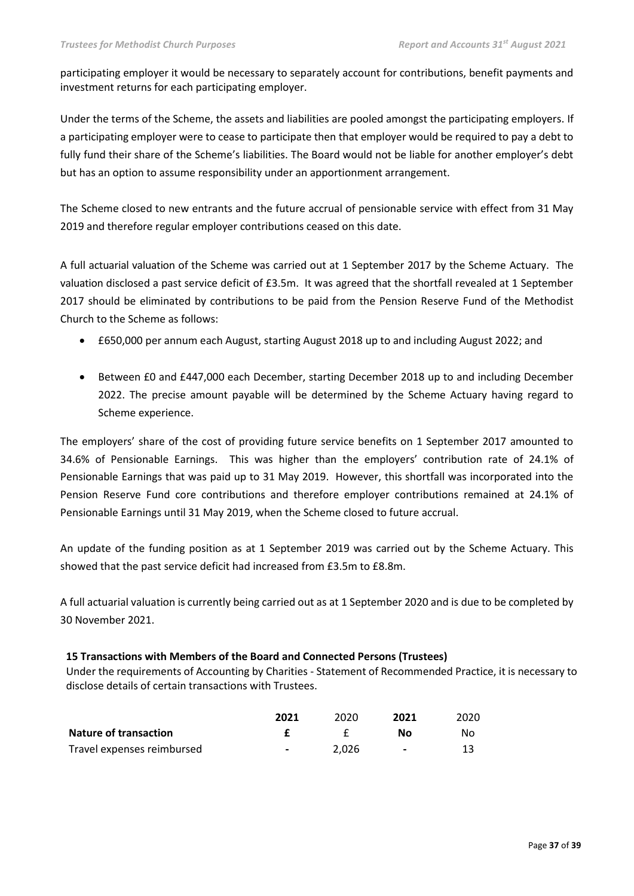participating employer it would be necessary to separately account for contributions, benefit payments and investment returns for each participating employer.

Under the terms of the Scheme, the assets and liabilities are pooled amongst the participating employers. If a participating employer were to cease to participate then that employer would be required to pay a debt to fully fund their share of the Scheme's liabilities. The Board would not be liable for another employer's debt but has an option to assume responsibility under an apportionment arrangement.

The Scheme closed to new entrants and the future accrual of pensionable service with effect from 31 May 2019 and therefore regular employer contributions ceased on this date.

A full actuarial valuation of the Scheme was carried out at 1 September 2017 by the Scheme Actuary. The valuation disclosed a past service deficit of £3.5m. It was agreed that the shortfall revealed at 1 September 2017 should be eliminated by contributions to be paid from the Pension Reserve Fund of the Methodist Church to the Scheme as follows:

- £650,000 per annum each August, starting August 2018 up to and including August 2022; and
- Between £0 and £447,000 each December, starting December 2018 up to and including December 2022. The precise amount payable will be determined by the Scheme Actuary having regard to Scheme experience.

The employers' share of the cost of providing future service benefits on 1 September 2017 amounted to 34.6% of Pensionable Earnings. This was higher than the employers' contribution rate of 24.1% of Pensionable Earnings that was paid up to 31 May 2019. However, this shortfall was incorporated into the Pension Reserve Fund core contributions and therefore employer contributions remained at 24.1% of Pensionable Earnings until 31 May 2019, when the Scheme closed to future accrual.

An update of the funding position as at 1 September 2019 was carried out by the Scheme Actuary. This showed that the past service deficit had increased from £3.5m to £8.8m.

A full actuarial valuation is currently being carried out as at 1 September 2020 and is due to be completed by 30 November 2021.

### 15 Transactions with Members of the Board and Connected Persons (Trustees)

Under the requirements of Accounting by Charities - Statement of Recommended Practice, it is necessary to disclose details of certain transactions with Trustees.

| | **2021** | 2020 | **2021** | 2020 |
|---|---|---|---|---|
| **Nature of transaction** | **£** | £ | **No** | No |
| Travel expenses reimbursed | **-** | 2,026 | **-** | 13 |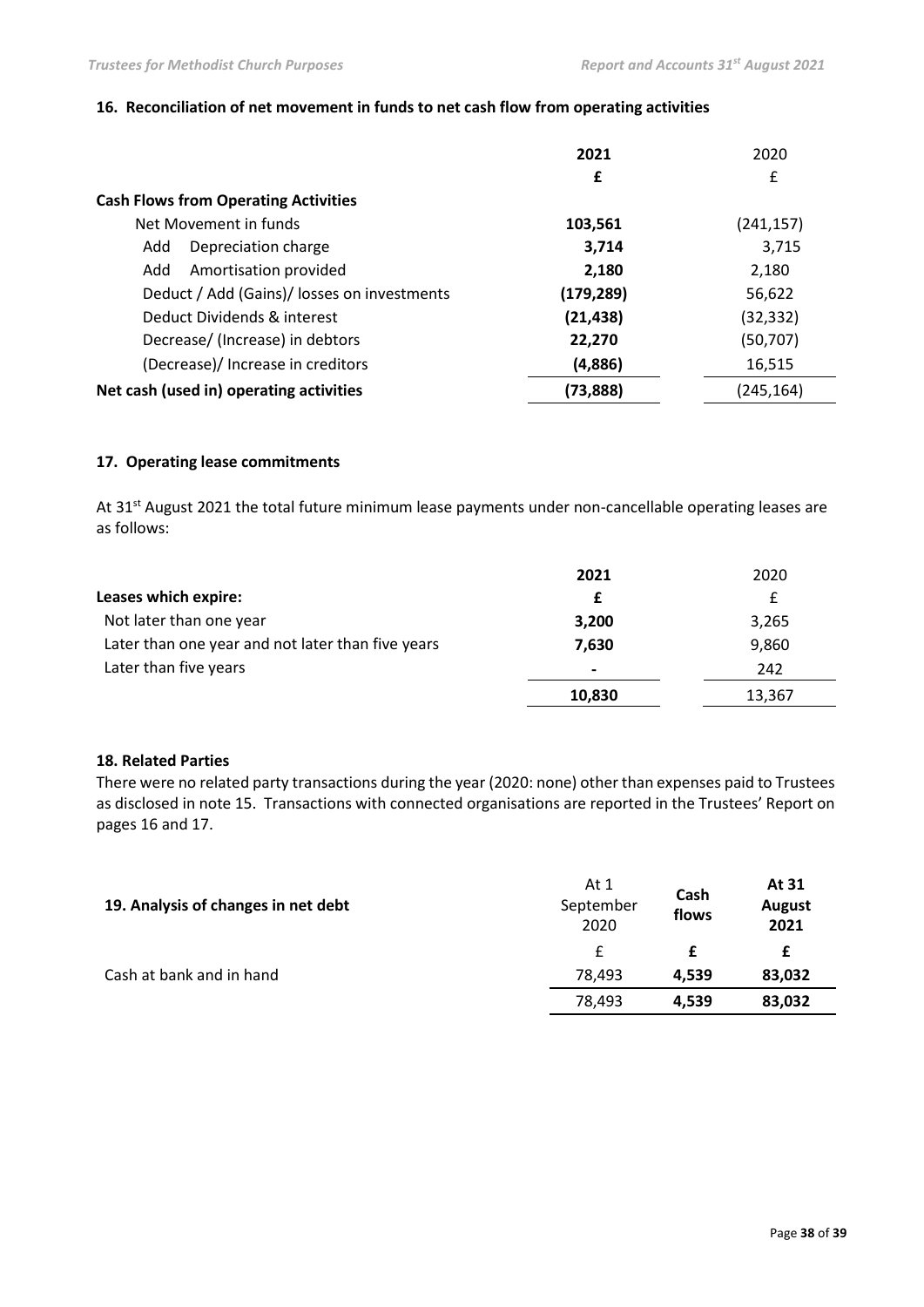### 16. Reconciliation of net movement in funds to net cash flow from operating activities

| | **2021** | 2020 |
|---|---|---|
| | **£** | £ |
| **Cash Flows from Operating Activities** | | |
| Net Movement in funds | **103,561** | (241,157) |
| Add Depreciation charge | **3,714** | 3,715 |
| Add Amortisation provided | **2,180** | 2,180 |
| Deduct / Add (Gains)/ losses on investments | **(179,289)** | 56,622 |
| Deduct Dividends & interest | **(21,438)** | (32,332) |
| Decrease/ (Increase) in debtors | **22,270** | (50,707) |
| (Decrease)/ Increase in creditors | **(4,886)** | 16,515 |
| **Net cash (used in) operating activities** | **(73,888)** | (245,164) |

### 17. Operating lease commitments

At 31st August 2021 the total future minimum lease payments under non-cancellable operating leases are as follows:

| | **2021** | 2020 |
|---|---|---|
| **Leases which expire:** | **£** | £ |
| Not later than one year | **3,200** | 3,265 |
| Later than one year and not later than five years | **7,630** | 9,860 |
| Later than five years | **-** | 242 |
| | **10,830** | 13,367 |

### 18. Related Parties

There were no related party transactions during the year (2020: none) other than expenses paid to Trustees as disclosed in note 15. Transactions with connected organisations are reported in the Trustees' Report on pages 16 and 17.

| **19. Analysis of changes in net debt** | At 1 September 2020 | **Cash flows** | **At 31 August 2021** |
|---|---|---|---|
| | £ | **£** | **£** |
| Cash at bank and in hand | 78,493 | **4,539** | **83,032** |
| | 78,493 | **4,539** | **83,032** |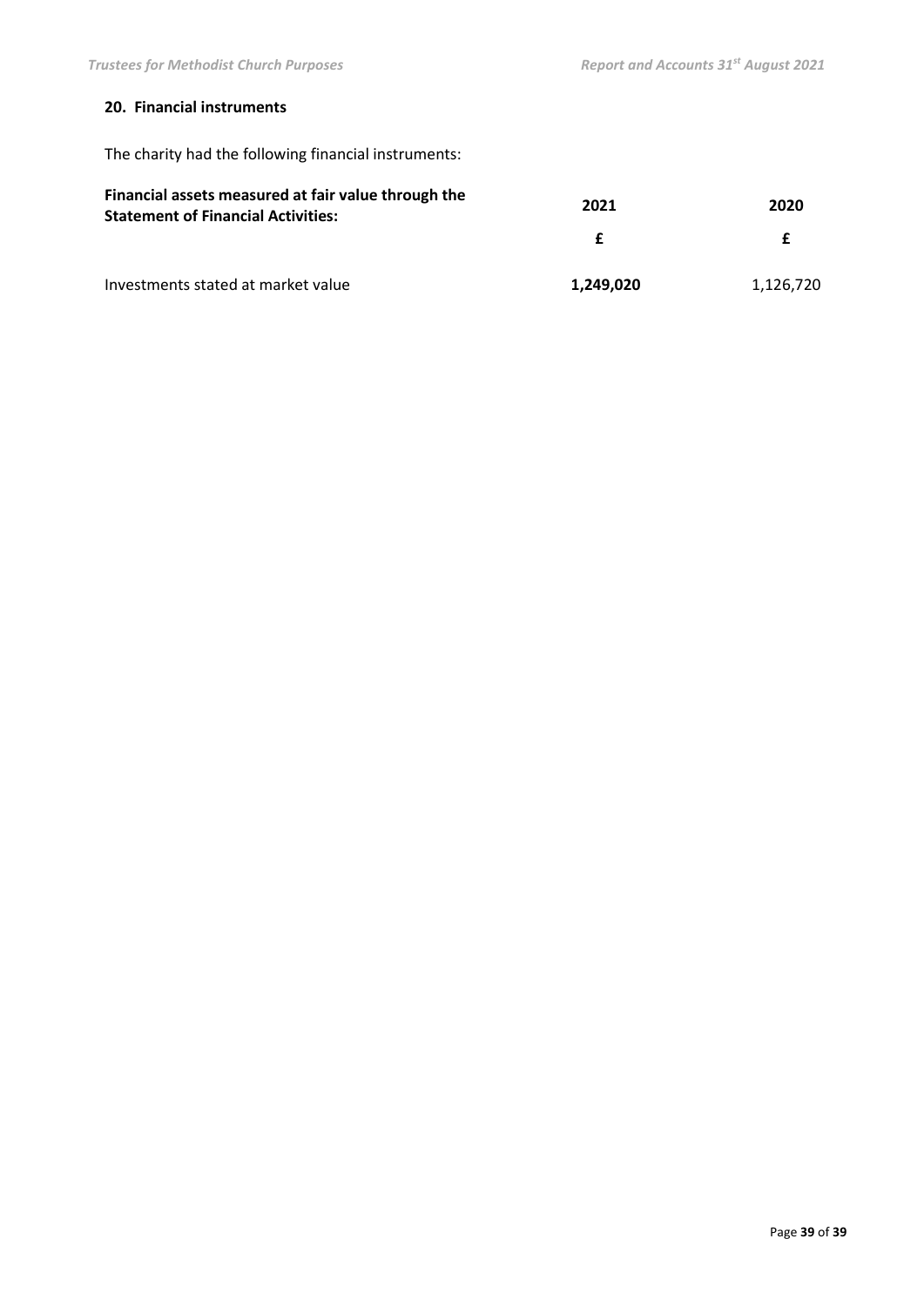## 20. Financial instruments

The charity had the following financial instruments:

| Financial assets measured at fair value through the Statement of Financial Activities: | 2021 | 2020 |
|---|---|---|
| | £ | £ |
| Investments stated at market value | **1,249,020** | 1,126,720 |